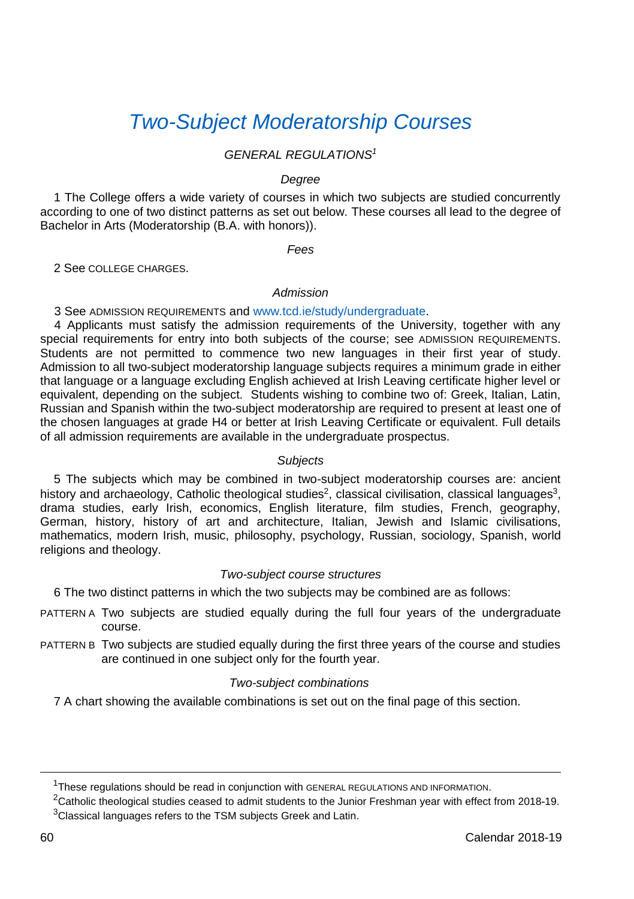# Two-Subject Moderatorship Courses

## *GENERAL REGULATIONS*[1]

### *Degree*

1 The College offers a wide variety of courses in which two subjects are studied concurrently according to one of two distinct patterns as set out below. These courses all lead to the degree of Bachelor in Arts (Moderatorship (B.A. with honors)).

### *Fees*

2 See COLLEGE CHARGES.

### *Admission*

3 See ADMISSION REQUIREMENTS and www.tcd.ie/study/undergraduate.

4 Applicants must satisfy the admission requirements of the University, together with any special requirements for entry into both subjects of the course; see ADMISSION REQUIREMENTS. Students are not permitted to commence two new languages in their first year of study. Admission to all two-subject moderatorship language subjects requires a minimum grade in either that language or a language excluding English achieved at Irish Leaving certificate higher level or equivalent, depending on the subject. Students wishing to combine two of: Greek, Italian, Latin, Russian and Spanish within the two-subject moderatorship are required to present at least one of the chosen languages at grade H4 or better at Irish Leaving Certificate or equivalent. Full details of all admission requirements are available in the undergraduate prospectus.

### *Subjects*

5 The subjects which may be combined in two-subject moderatorship courses are: ancient history and archaeology, Catholic theological studies[2], classical civilisation, classical languages[3], drama studies, early Irish, economics, English literature, film studies, French, geography, German, history, history of art and architecture, Italian, Jewish and Islamic civilisations, mathematics, modern Irish, music, philosophy, psychology, Russian, sociology, Spanish, world religions and theology.

### *Two-subject course structures*

6 The two distinct patterns in which the two subjects may be combined are as follows:

PATTERN A Two subjects are studied equally during the full four years of the undergraduate course.

PATTERN B Two subjects are studied equally during the first three years of the course and studies are continued in one subject only for the fourth year.

### *Two-subject combinations*

7 A chart showing the available combinations is set out on the final page of this section.

---

[1]These regulations should be read in conjunction with GENERAL REGULATIONS AND INFORMATION.

[2]Catholic theological studies ceased to admit students to the Junior Freshman year with effect from 2018-19.

[3]Classical languages refers to the TSM subjects Greek and Latin.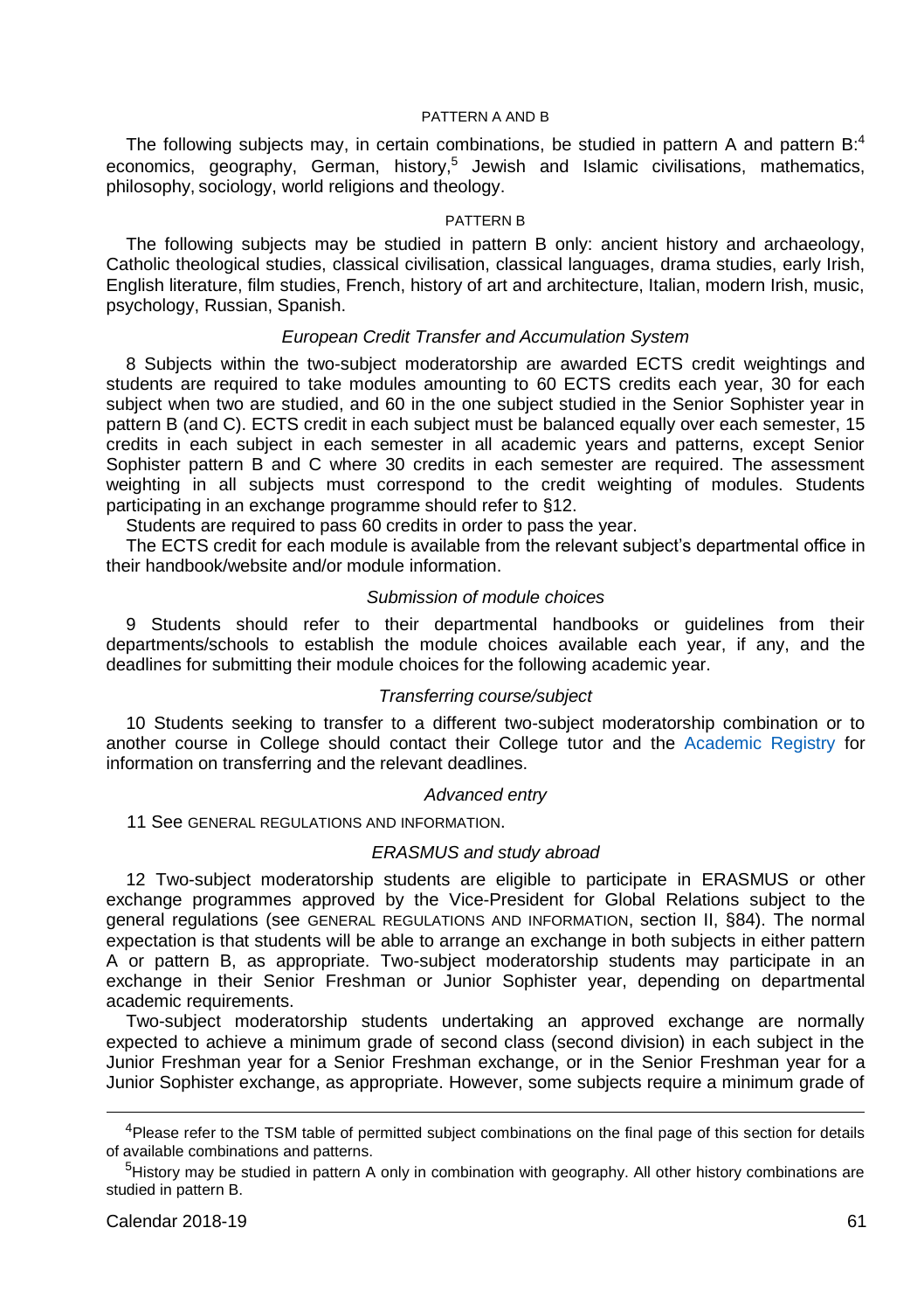PATTERN A AND B

The following subjects may, in certain combinations, be studied in pattern A and pattern B:[4] economics, geography, German, history,[5] Jewish and Islamic civilisations, mathematics, philosophy, sociology, world religions and theology.

PATTERN B

The following subjects may be studied in pattern B only: ancient history and archaeology, Catholic theological studies, classical civilisation, classical languages, drama studies, early Irish, English literature, film studies, French, history of art and architecture, Italian, modern Irish, music, psychology, Russian, Spanish.

*European Credit Transfer and Accumulation System*

8 Subjects within the two-subject moderatorship are awarded ECTS credit weightings and students are required to take modules amounting to 60 ECTS credits each year, 30 for each subject when two are studied, and 60 in the one subject studied in the Senior Sophister year in pattern B (and C). ECTS credit in each subject must be balanced equally over each semester, 15 credits in each subject in each semester in all academic years and patterns, except Senior Sophister pattern B and C where 30 credits in each semester are required. The assessment weighting in all subjects must correspond to the credit weighting of modules. Students participating in an exchange programme should refer to §12.

Students are required to pass 60 credits in order to pass the year.

The ECTS credit for each module is available from the relevant subject's departmental office in their handbook/website and/or module information.

*Submission of module choices*

9 Students should refer to their departmental handbooks or guidelines from their departments/schools to establish the module choices available each year, if any, and the deadlines for submitting their module choices for the following academic year.

*Transferring course/subject*

10 Students seeking to transfer to a different two-subject moderatorship combination or to another course in College should contact their College tutor and the Academic Registry for information on transferring and the relevant deadlines.

*Advanced entry*

11 See GENERAL REGULATIONS AND INFORMATION.

*ERASMUS and study abroad*

12 Two-subject moderatorship students are eligible to participate in ERASMUS or other exchange programmes approved by the Vice-President for Global Relations subject to the general regulations (see GENERAL REGULATIONS AND INFORMATION, section II, §84). The normal expectation is that students will be able to arrange an exchange in both subjects in either pattern A or pattern B, as appropriate. Two-subject moderatorship students may participate in an exchange in their Senior Freshman or Junior Sophister year, depending on departmental academic requirements.

Two-subject moderatorship students undertaking an approved exchange are normally expected to achieve a minimum grade of second class (second division) in each subject in the Junior Freshman year for a Senior Freshman exchange, or in the Senior Freshman year for a Junior Sophister exchange, as appropriate. However, some subjects require a minimum grade of

---

[4] Please refer to the TSM table of permitted subject combinations on the final page of this section for details of available combinations and patterns.

[5] History may be studied in pattern A only in combination with geography. All other history combinations are studied in pattern B.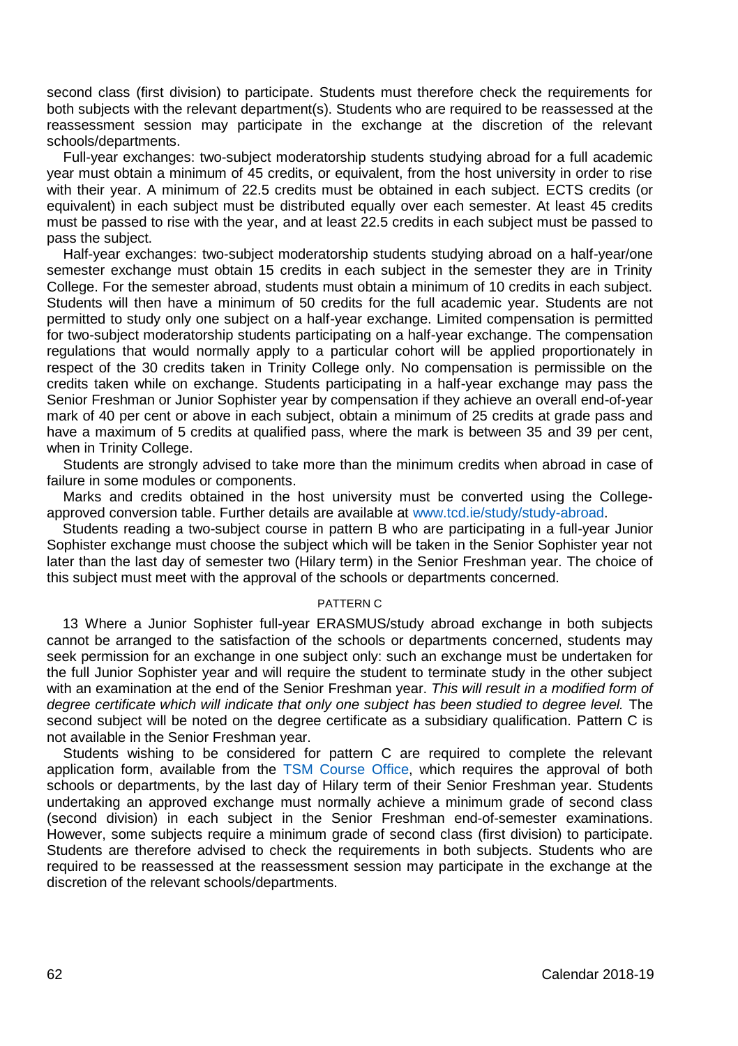second class (first division) to participate. Students must therefore check the requirements for both subjects with the relevant department(s). Students who are required to be reassessed at the reassessment session may participate in the exchange at the discretion of the relevant schools/departments.

Full-year exchanges: two-subject moderatorship students studying abroad for a full academic year must obtain a minimum of 45 credits, or equivalent, from the host university in order to rise with their year. A minimum of 22.5 credits must be obtained in each subject. ECTS credits (or equivalent) in each subject must be distributed equally over each semester. At least 45 credits must be passed to rise with the year, and at least 22.5 credits in each subject must be passed to pass the subject.

Half-year exchanges: two-subject moderatorship students studying abroad on a half-year/one semester exchange must obtain 15 credits in each subject in the semester they are in Trinity College. For the semester abroad, students must obtain a minimum of 10 credits in each subject. Students will then have a minimum of 50 credits for the full academic year. Students are not permitted to study only one subject on a half-year exchange. Limited compensation is permitted for two-subject moderatorship students participating on a half-year exchange. The compensation regulations that would normally apply to a particular cohort will be applied proportionately in respect of the 30 credits taken in Trinity College only. No compensation is permissible on the credits taken while on exchange. Students participating in a half-year exchange may pass the Senior Freshman or Junior Sophister year by compensation if they achieve an overall end-of-year mark of 40 per cent or above in each subject, obtain a minimum of 25 credits at grade pass and have a maximum of 5 credits at qualified pass, where the mark is between 35 and 39 per cent, when in Trinity College.

Students are strongly advised to take more than the minimum credits when abroad in case of failure in some modules or components.

Marks and credits obtained in the host university must be converted using the College-approved conversion table. Further details are available at www.tcd.ie/study/study-abroad.

Students reading a two-subject course in pattern B who are participating in a full-year Junior Sophister exchange must choose the subject which will be taken in the Senior Sophister year not later than the last day of semester two (Hilary term) in the Senior Freshman year. The choice of this subject must meet with the approval of the schools or departments concerned.

### PATTERN C

13 Where a Junior Sophister full-year ERASMUS/study abroad exchange in both subjects cannot be arranged to the satisfaction of the schools or departments concerned, students may seek permission for an exchange in one subject only: such an exchange must be undertaken for the full Junior Sophister year and will require the student to terminate study in the other subject with an examination at the end of the Senior Freshman year. *This will result in a modified form of degree certificate which will indicate that only one subject has been studied to degree level.* The second subject will be noted on the degree certificate as a subsidiary qualification. Pattern C is not available in the Senior Freshman year.

Students wishing to be considered for pattern C are required to complete the relevant application form, available from the TSM Course Office, which requires the approval of both schools or departments, by the last day of Hilary term of their Senior Freshman year. Students undertaking an approved exchange must normally achieve a minimum grade of second class (second division) in each subject in the Senior Freshman end-of-semester examinations. However, some subjects require a minimum grade of second class (first division) to participate. Students are therefore advised to check the requirements in both subjects. Students who are required to be reassessed at the reassessment session may participate in the exchange at the discretion of the relevant schools/departments.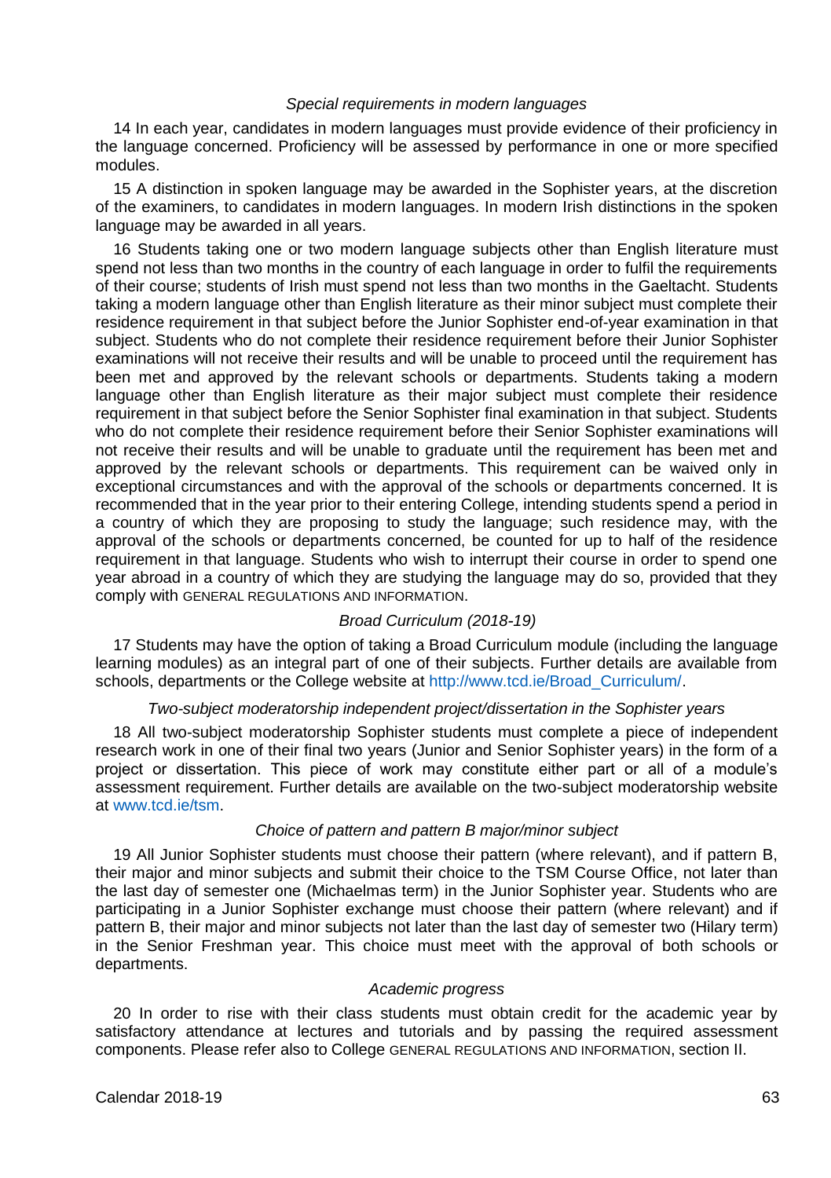*Special requirements in modern languages*

14 In each year, candidates in modern languages must provide evidence of their proficiency in the language concerned. Proficiency will be assessed by performance in one or more specified modules.

15 A distinction in spoken language may be awarded in the Sophister years, at the discretion of the examiners, to candidates in modern languages. In modern Irish distinctions in the spoken language may be awarded in all years.

16 Students taking one or two modern language subjects other than English literature must spend not less than two months in the country of each language in order to fulfil the requirements of their course; students of Irish must spend not less than two months in the Gaeltacht. Students taking a modern language other than English literature as their minor subject must complete their residence requirement in that subject before the Junior Sophister end-of-year examination in that subject. Students who do not complete their residence requirement before their Junior Sophister examinations will not receive their results and will be unable to proceed until the requirement has been met and approved by the relevant schools or departments. Students taking a modern language other than English literature as their major subject must complete their residence requirement in that subject before the Senior Sophister final examination in that subject. Students who do not complete their residence requirement before their Senior Sophister examinations will not receive their results and will be unable to graduate until the requirement has been met and approved by the relevant schools or departments. This requirement can be waived only in exceptional circumstances and with the approval of the schools or departments concerned. It is recommended that in the year prior to their entering College, intending students spend a period in a country of which they are proposing to study the language; such residence may, with the approval of the schools or departments concerned, be counted for up to half of the residence requirement in that language. Students who wish to interrupt their course in order to spend one year abroad in a country of which they are studying the language may do so, provided that they comply with GENERAL REGULATIONS AND INFORMATION.

*Broad Curriculum (2018-19)*

17 Students may have the option of taking a Broad Curriculum module (including the language learning modules) as an integral part of one of their subjects. Further details are available from schools, departments or the College website at http://www.tcd.ie/Broad_Curriculum/.

*Two-subject moderatorship independent project/dissertation in the Sophister years*

18 All two-subject moderatorship Sophister students must complete a piece of independent research work in one of their final two years (Junior and Senior Sophister years) in the form of a project or dissertation. This piece of work may constitute either part or all of a module's assessment requirement. Further details are available on the two-subject moderatorship website at www.tcd.ie/tsm.

*Choice of pattern and pattern B major/minor subject*

19 All Junior Sophister students must choose their pattern (where relevant), and if pattern B, their major and minor subjects and submit their choice to the TSM Course Office, not later than the last day of semester one (Michaelmas term) in the Junior Sophister year. Students who are participating in a Junior Sophister exchange must choose their pattern (where relevant) and if pattern B, their major and minor subjects not later than the last day of semester two (Hilary term) in the Senior Freshman year. This choice must meet with the approval of both schools or departments.

*Academic progress*

20 In order to rise with their class students must obtain credit for the academic year by satisfactory attendance at lectures and tutorials and by passing the required assessment components. Please refer also to College GENERAL REGULATIONS AND INFORMATION, section II.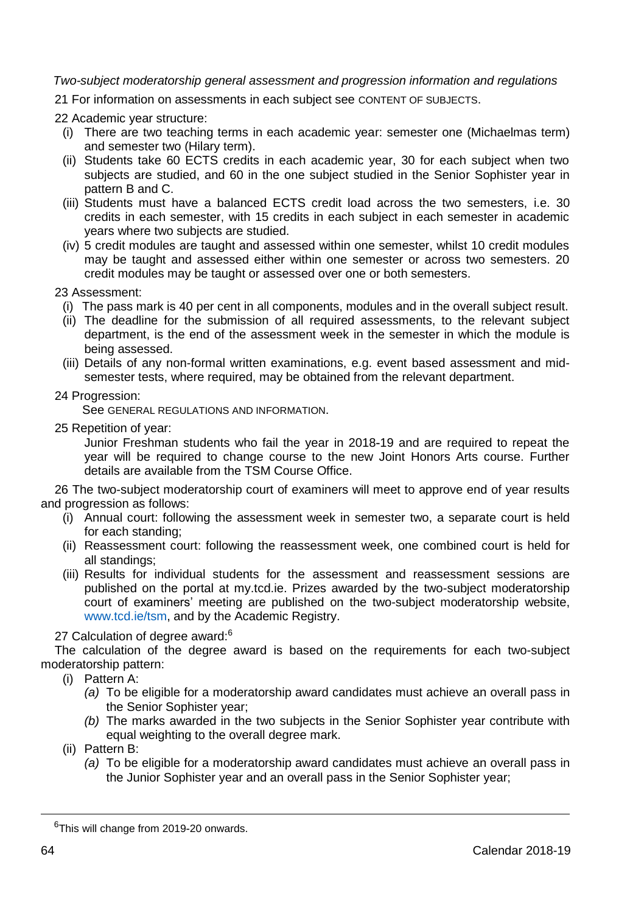*Two-subject moderatorship general assessment and progression information and regulations*

21 For information on assessments in each subject see CONTENT OF SUBJECTS.

22 Academic year structure:

- (i) There are two teaching terms in each academic year: semester one (Michaelmas term) and semester two (Hilary term).
- (ii) Students take 60 ECTS credits in each academic year, 30 for each subject when two subjects are studied, and 60 in the one subject studied in the Senior Sophister year in pattern B and C.
- (iii) Students must have a balanced ECTS credit load across the two semesters, i.e. 30 credits in each semester, with 15 credits in each subject in each semester in academic years where two subjects are studied.
- (iv) 5 credit modules are taught and assessed within one semester, whilst 10 credit modules may be taught and assessed either within one semester or across two semesters. 20 credit modules may be taught or assessed over one or both semesters.

23 Assessment:

- (i) The pass mark is 40 per cent in all components, modules and in the overall subject result.
- (ii) The deadline for the submission of all required assessments, to the relevant subject department, is the end of the assessment week in the semester in which the module is being assessed.
- (iii) Details of any non-formal written examinations, e.g. event based assessment and mid-semester tests, where required, may be obtained from the relevant department.

24 Progression:

See GENERAL REGULATIONS AND INFORMATION.

25 Repetition of year:

Junior Freshman students who fail the year in 2018-19 and are required to repeat the year will be required to change course to the new Joint Honors Arts course. Further details are available from the TSM Course Office.

26 The two-subject moderatorship court of examiners will meet to approve end of year results and progression as follows:

- (i) Annual court: following the assessment week in semester two, a separate court is held for each standing;
- (ii) Reassessment court: following the reassessment week, one combined court is held for all standings;
- (iii) Results for individual students for the assessment and reassessment sessions are published on the portal at my.tcd.ie. Prizes awarded by the two-subject moderatorship court of examiners' meeting are published on the two-subject moderatorship website, www.tcd.ie/tsm, and by the Academic Registry.

27 Calculation of degree award:[6]

The calculation of the degree award is based on the requirements for each two-subject moderatorship pattern:

- (i) Pattern A:
  - *(a)* To be eligible for a moderatorship award candidates must achieve an overall pass in the Senior Sophister year;
  - *(b)* The marks awarded in the two subjects in the Senior Sophister year contribute with equal weighting to the overall degree mark.
- (ii) Pattern B:
  - *(a)* To be eligible for a moderatorship award candidates must achieve an overall pass in the Junior Sophister year and an overall pass in the Senior Sophister year;

[6] This will change from 2019-20 onwards.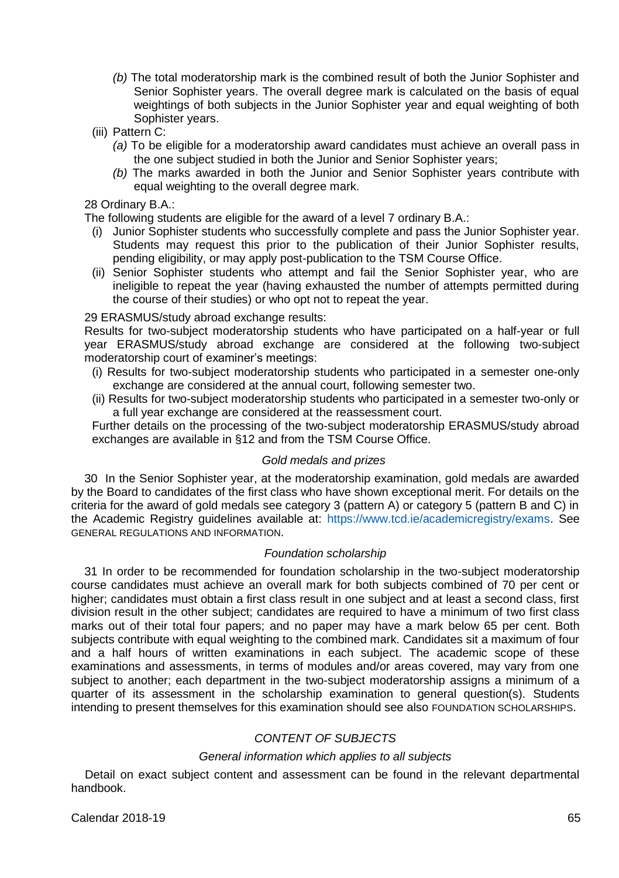*(b)* The total moderatorship mark is the combined result of both the Junior Sophister and Senior Sophister years. The overall degree mark is calculated on the basis of equal weightings of both subjects in the Junior Sophister year and equal weighting of both Sophister years.

(iii) Pattern C:

*(a)* To be eligible for a moderatorship award candidates must achieve an overall pass in the one subject studied in both the Junior and Senior Sophister years;

*(b)* The marks awarded in both the Junior and Senior Sophister years contribute with equal weighting to the overall degree mark.

28 Ordinary B.A.:

The following students are eligible for the award of a level 7 ordinary B.A.:

(i) Junior Sophister students who successfully complete and pass the Junior Sophister year. Students may request this prior to the publication of their Junior Sophister results, pending eligibility, or may apply post-publication to the TSM Course Office.

(ii) Senior Sophister students who attempt and fail the Senior Sophister year, who are ineligible to repeat the year (having exhausted the number of attempts permitted during the course of their studies) or who opt not to repeat the year.

29 ERASMUS/study abroad exchange results:

Results for two-subject moderatorship students who have participated on a half-year or full year ERASMUS/study abroad exchange are considered at the following two-subject moderatorship court of examiner's meetings:

(i) Results for two-subject moderatorship students who participated in a semester one-only exchange are considered at the annual court, following semester two.

(ii) Results for two-subject moderatorship students who participated in a semester two-only or a full year exchange are considered at the reassessment court.

Further details on the processing of the two-subject moderatorship ERASMUS/study abroad exchanges are available in §12 and from the TSM Course Office.

*Gold medals and prizes*

30 In the Senior Sophister year, at the moderatorship examination, gold medals are awarded by the Board to candidates of the first class who have shown exceptional merit. For details on the criteria for the award of gold medals see category 3 (pattern A) or category 5 (pattern B and C) in the Academic Registry guidelines available at: https://www.tcd.ie/academicregistry/exams. See GENERAL REGULATIONS AND INFORMATION.

*Foundation scholarship*

31 In order to be recommended for foundation scholarship in the two-subject moderatorship course candidates must achieve an overall mark for both subjects combined of 70 per cent or higher; candidates must obtain a first class result in one subject and at least a second class, first division result in the other subject; candidates are required to have a minimum of two first class marks out of their total four papers; and no paper may have a mark below 65 per cent. Both subjects contribute with equal weighting to the combined mark. Candidates sit a maximum of four and a half hours of written examinations in each subject. The academic scope of these examinations and assessments, in terms of modules and/or areas covered, may vary from one subject to another; each department in the two-subject moderatorship assigns a minimum of a quarter of its assessment in the scholarship examination to general question(s). Students intending to present themselves for this examination should see also FOUNDATION SCHOLARSHIPS.

*CONTENT OF SUBJECTS*

*General information which applies to all subjects*

Detail on exact subject content and assessment can be found in the relevant departmental handbook.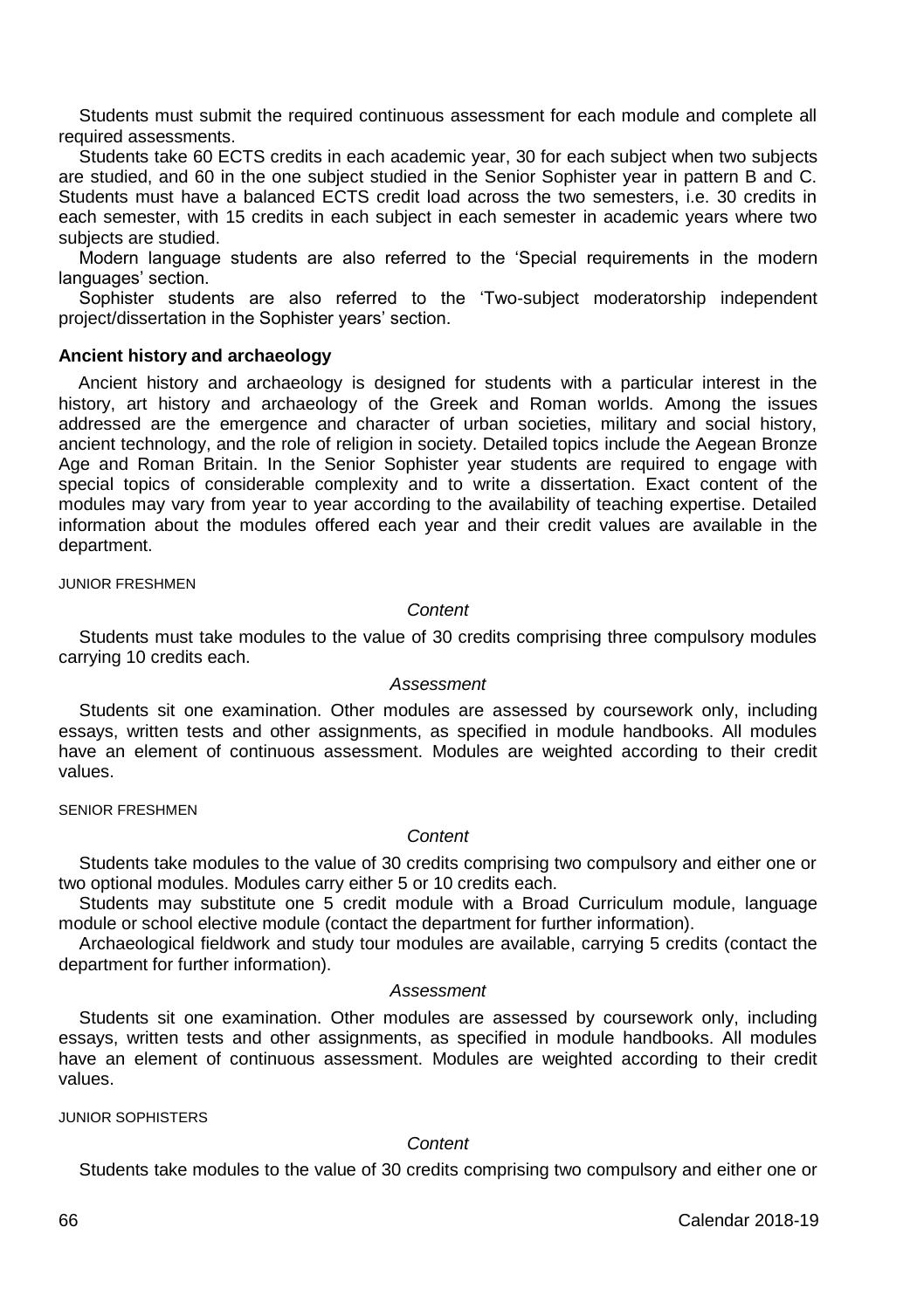Students must submit the required continuous assessment for each module and complete all required assessments.

Students take 60 ECTS credits in each academic year, 30 for each subject when two subjects are studied, and 60 in the one subject studied in the Senior Sophister year in pattern B and C. Students must have a balanced ECTS credit load across the two semesters, i.e. 30 credits in each semester, with 15 credits in each subject in each semester in academic years where two subjects are studied.

Modern language students are also referred to the 'Special requirements in the modern languages' section.

Sophister students are also referred to the 'Two-subject moderatorship independent project/dissertation in the Sophister years' section.

### Ancient history and archaeology

Ancient history and archaeology is designed for students with a particular interest in the history, art history and archaeology of the Greek and Roman worlds. Among the issues addressed are the emergence and character of urban societies, military and social history, ancient technology, and the role of religion in society. Detailed topics include the Aegean Bronze Age and Roman Britain. In the Senior Sophister year students are required to engage with special topics of considerable complexity and to write a dissertation. Exact content of the modules may vary from year to year according to the availability of teaching expertise. Detailed information about the modules offered each year and their credit values are available in the department.

#### JUNIOR FRESHMEN

*Content*

Students must take modules to the value of 30 credits comprising three compulsory modules carrying 10 credits each.

*Assessment*

Students sit one examination. Other modules are assessed by coursework only, including essays, written tests and other assignments, as specified in module handbooks. All modules have an element of continuous assessment. Modules are weighted according to their credit values.

#### SENIOR FRESHMEN

*Content*

Students take modules to the value of 30 credits comprising two compulsory and either one or two optional modules. Modules carry either 5 or 10 credits each.

Students may substitute one 5 credit module with a Broad Curriculum module, language module or school elective module (contact the department for further information).

Archaeological fieldwork and study tour modules are available, carrying 5 credits (contact the department for further information).

*Assessment*

Students sit one examination. Other modules are assessed by coursework only, including essays, written tests and other assignments, as specified in module handbooks. All modules have an element of continuous assessment. Modules are weighted according to their credit values.

#### JUNIOR SOPHISTERS

*Content*

Students take modules to the value of 30 credits comprising two compulsory and either one or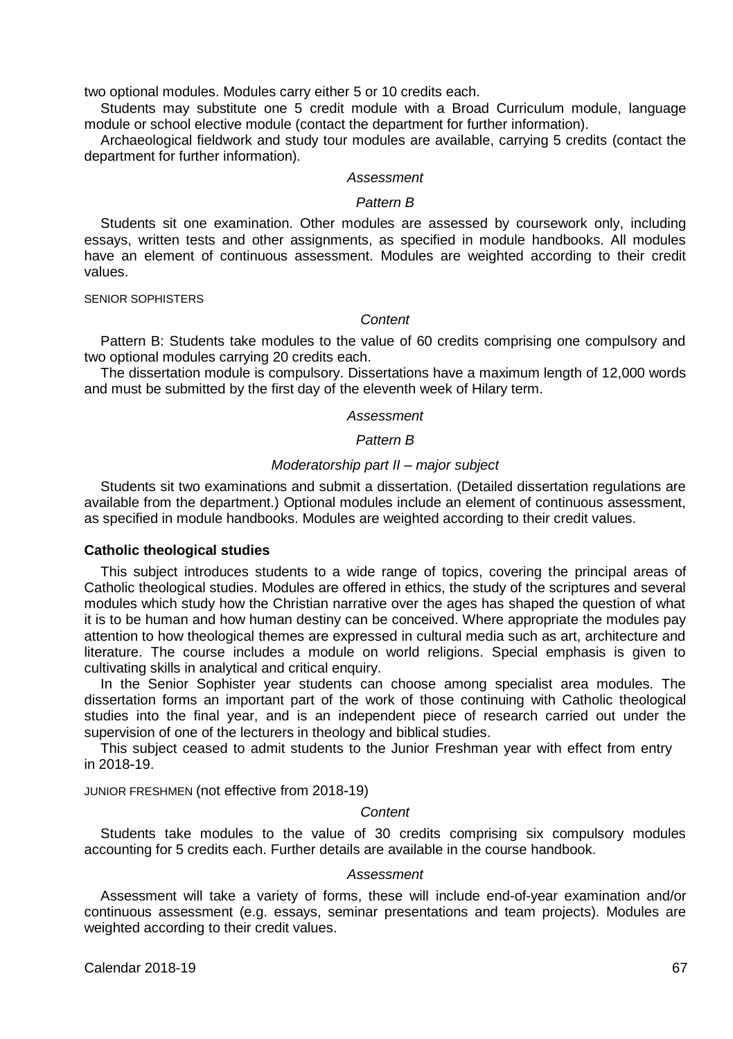two optional modules. Modules carry either 5 or 10 credits each.

Students may substitute one 5 credit module with a Broad Curriculum module, language module or school elective module (contact the department for further information).

Archaeological fieldwork and study tour modules are available, carrying 5 credits (contact the department for further information).

*Assessment*

*Pattern B*

Students sit one examination. Other modules are assessed by coursework only, including essays, written tests and other assignments, as specified in module handbooks. All modules have an element of continuous assessment. Modules are weighted according to their credit values.

SENIOR SOPHISTERS

*Content*

Pattern B: Students take modules to the value of 60 credits comprising one compulsory and two optional modules carrying 20 credits each.

The dissertation module is compulsory. Dissertations have a maximum length of 12,000 words and must be submitted by the first day of the eleventh week of Hilary term.

*Assessment*

*Pattern B*

*Moderatorship part II – major subject*

Students sit two examinations and submit a dissertation. (Detailed dissertation regulations are available from the department.) Optional modules include an element of continuous assessment, as specified in module handbooks. Modules are weighted according to their credit values.

**Catholic theological studies**

This subject introduces students to a wide range of topics, covering the principal areas of Catholic theological studies. Modules are offered in ethics, the study of the scriptures and several modules which study how the Christian narrative over the ages has shaped the question of what it is to be human and how human destiny can be conceived. Where appropriate the modules pay attention to how theological themes are expressed in cultural media such as art, architecture and literature. The course includes a module on world religions. Special emphasis is given to cultivating skills in analytical and critical enquiry.

In the Senior Sophister year students can choose among specialist area modules. The dissertation forms an important part of the work of those continuing with Catholic theological studies into the final year, and is an independent piece of research carried out under the supervision of one of the lecturers in theology and biblical studies.

This subject ceased to admit students to the Junior Freshman year with effect from entry in 2018-19.

JUNIOR FRESHMEN (not effective from 2018-19)

*Content*

Students take modules to the value of 30 credits comprising six compulsory modules accounting for 5 credits each. Further details are available in the course handbook.

*Assessment*

Assessment will take a variety of forms, these will include end-of-year examination and/or continuous assessment (e.g. essays, seminar presentations and team projects). Modules are weighted according to their credit values.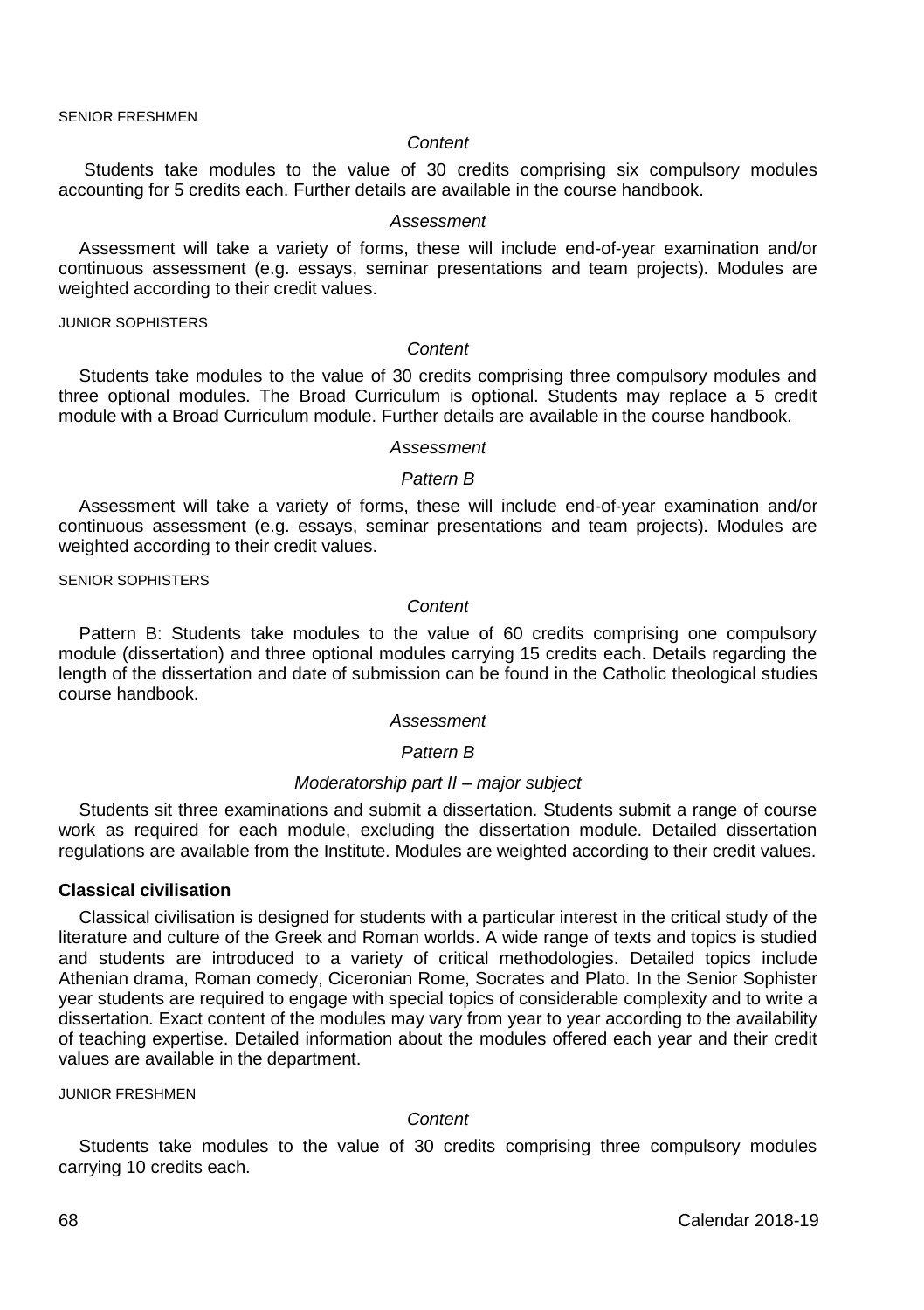SENIOR FRESHMEN

*Content*

Students take modules to the value of 30 credits comprising six compulsory modules accounting for 5 credits each. Further details are available in the course handbook.

*Assessment*

Assessment will take a variety of forms, these will include end-of-year examination and/or continuous assessment (e.g. essays, seminar presentations and team projects). Modules are weighted according to their credit values.

JUNIOR SOPHISTERS

*Content*

Students take modules to the value of 30 credits comprising three compulsory modules and three optional modules. The Broad Curriculum is optional. Students may replace a 5 credit module with a Broad Curriculum module. Further details are available in the course handbook.

*Assessment*

*Pattern B*

Assessment will take a variety of forms, these will include end-of-year examination and/or continuous assessment (e.g. essays, seminar presentations and team projects). Modules are weighted according to their credit values.

SENIOR SOPHISTERS

*Content*

Pattern B: Students take modules to the value of 60 credits comprising one compulsory module (dissertation) and three optional modules carrying 15 credits each. Details regarding the length of the dissertation and date of submission can be found in the Catholic theological studies course handbook.

*Assessment*

*Pattern B*

*Moderatorship part II – major subject*

Students sit three examinations and submit a dissertation. Students submit a range of course work as required for each module, excluding the dissertation module. Detailed dissertation regulations are available from the Institute. Modules are weighted according to their credit values.

**Classical civilisation**

Classical civilisation is designed for students with a particular interest in the critical study of the literature and culture of the Greek and Roman worlds. A wide range of texts and topics is studied and students are introduced to a variety of critical methodologies. Detailed topics include Athenian drama, Roman comedy, Ciceronian Rome, Socrates and Plato. In the Senior Sophister year students are required to engage with special topics of considerable complexity and to write a dissertation. Exact content of the modules may vary from year to year according to the availability of teaching expertise. Detailed information about the modules offered each year and their credit values are available in the department.

JUNIOR FRESHMEN

*Content*

Students take modules to the value of 30 credits comprising three compulsory modules carrying 10 credits each.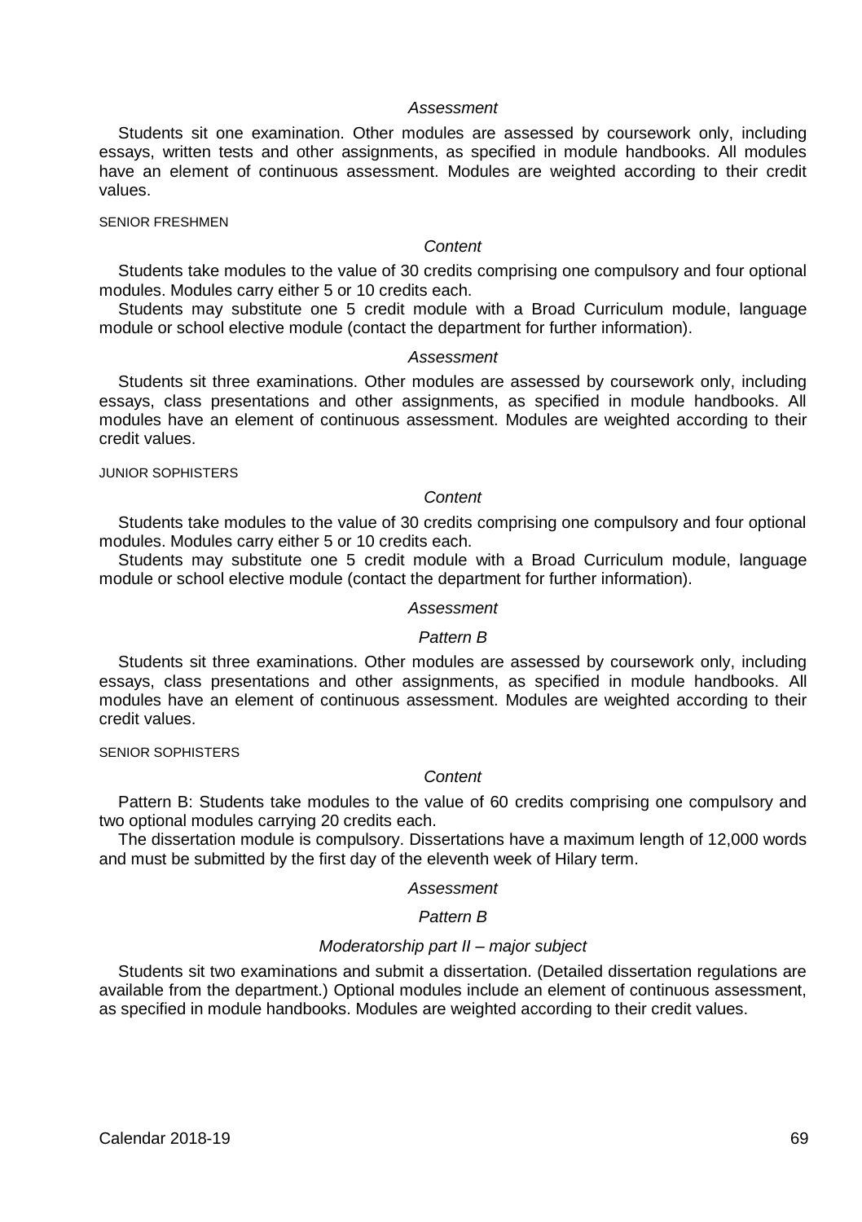*Assessment*

Students sit one examination. Other modules are assessed by coursework only, including essays, written tests and other assignments, as specified in module handbooks. All modules have an element of continuous assessment. Modules are weighted according to their credit values.

SENIOR FRESHMEN

*Content*

Students take modules to the value of 30 credits comprising one compulsory and four optional modules. Modules carry either 5 or 10 credits each.

Students may substitute one 5 credit module with a Broad Curriculum module, language module or school elective module (contact the department for further information).

*Assessment*

Students sit three examinations. Other modules are assessed by coursework only, including essays, class presentations and other assignments, as specified in module handbooks. All modules have an element of continuous assessment. Modules are weighted according to their credit values.

JUNIOR SOPHISTERS

*Content*

Students take modules to the value of 30 credits comprising one compulsory and four optional modules. Modules carry either 5 or 10 credits each.

Students may substitute one 5 credit module with a Broad Curriculum module, language module or school elective module (contact the department for further information).

*Assessment*

*Pattern B*

Students sit three examinations. Other modules are assessed by coursework only, including essays, class presentations and other assignments, as specified in module handbooks. All modules have an element of continuous assessment. Modules are weighted according to their credit values.

SENIOR SOPHISTERS

*Content*

Pattern B: Students take modules to the value of 60 credits comprising one compulsory and two optional modules carrying 20 credits each.

The dissertation module is compulsory. Dissertations have a maximum length of 12,000 words and must be submitted by the first day of the eleventh week of Hilary term.

*Assessment*

*Pattern B*

*Moderatorship part II – major subject*

Students sit two examinations and submit a dissertation. (Detailed dissertation regulations are available from the department.) Optional modules include an element of continuous assessment, as specified in module handbooks. Modules are weighted according to their credit values.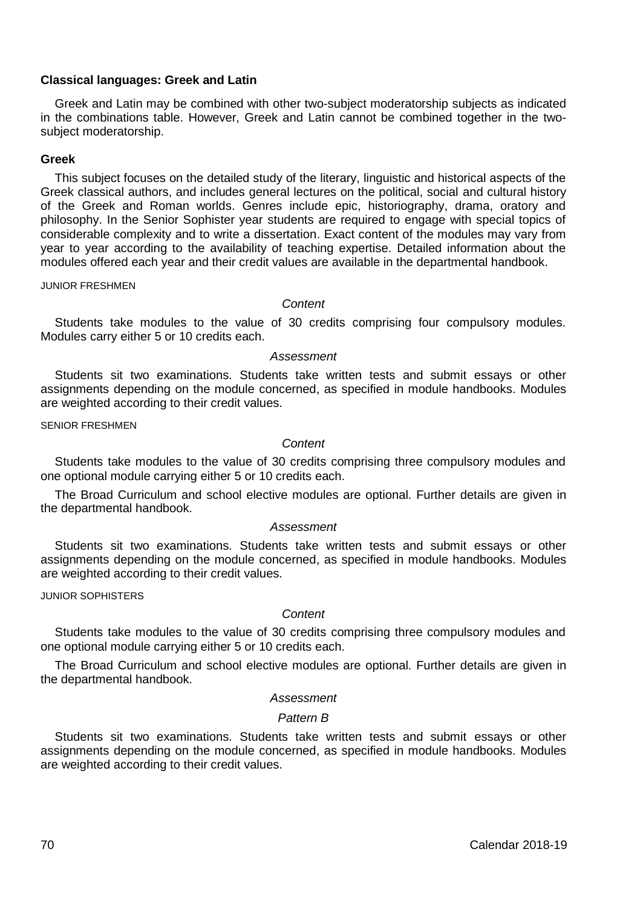## Classical languages: Greek and Latin

Greek and Latin may be combined with other two-subject moderatorship subjects as indicated in the combinations table. However, Greek and Latin cannot be combined together in the two-subject moderatorship.

### Greek

This subject focuses on the detailed study of the literary, linguistic and historical aspects of the Greek classical authors, and includes general lectures on the political, social and cultural history of the Greek and Roman worlds. Genres include epic, historiography, drama, oratory and philosophy. In the Senior Sophister year students are required to engage with special topics of considerable complexity and to write a dissertation. Exact content of the modules may vary from year to year according to the availability of teaching expertise. Detailed information about the modules offered each year and their credit values are available in the departmental handbook.

JUNIOR FRESHMEN

*Content*

Students take modules to the value of 30 credits comprising four compulsory modules. Modules carry either 5 or 10 credits each.

*Assessment*

Students sit two examinations. Students take written tests and submit essays or other assignments depending on the module concerned, as specified in module handbooks. Modules are weighted according to their credit values.

SENIOR FRESHMEN

*Content*

Students take modules to the value of 30 credits comprising three compulsory modules and one optional module carrying either 5 or 10 credits each.

The Broad Curriculum and school elective modules are optional. Further details are given in the departmental handbook.

*Assessment*

Students sit two examinations. Students take written tests and submit essays or other assignments depending on the module concerned, as specified in module handbooks. Modules are weighted according to their credit values.

JUNIOR SOPHISTERS

*Content*

Students take modules to the value of 30 credits comprising three compulsory modules and one optional module carrying either 5 or 10 credits each.

The Broad Curriculum and school elective modules are optional. Further details are given in the departmental handbook.

*Assessment*

*Pattern B*

Students sit two examinations. Students take written tests and submit essays or other assignments depending on the module concerned, as specified in module handbooks. Modules are weighted according to their credit values.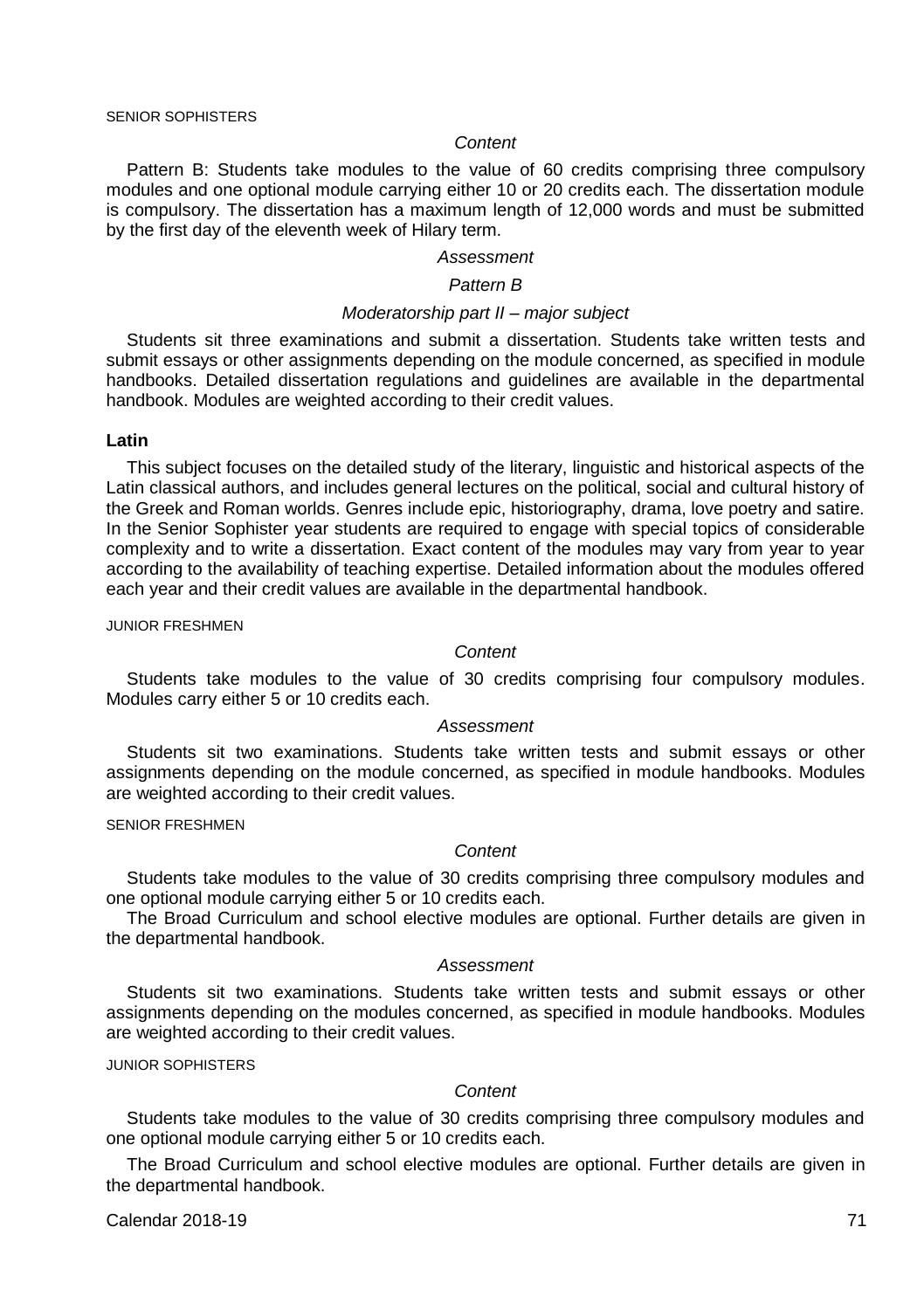SENIOR SOPHISTERS

*Content*

Pattern B: Students take modules to the value of 60 credits comprising three compulsory modules and one optional module carrying either 10 or 20 credits each. The dissertation module is compulsory. The dissertation has a maximum length of 12,000 words and must be submitted by the first day of the eleventh week of Hilary term.

*Assessment*

*Pattern B*

*Moderatorship part II – major subject*

Students sit three examinations and submit a dissertation. Students take written tests and submit essays or other assignments depending on the module concerned, as specified in module handbooks. Detailed dissertation regulations and guidelines are available in the departmental handbook. Modules are weighted according to their credit values.

**Latin**

This subject focuses on the detailed study of the literary, linguistic and historical aspects of the Latin classical authors, and includes general lectures on the political, social and cultural history of the Greek and Roman worlds. Genres include epic, historiography, drama, love poetry and satire. In the Senior Sophister year students are required to engage with special topics of considerable complexity and to write a dissertation. Exact content of the modules may vary from year to year according to the availability of teaching expertise. Detailed information about the modules offered each year and their credit values are available in the departmental handbook.

JUNIOR FRESHMEN

*Content*

Students take modules to the value of 30 credits comprising four compulsory modules. Modules carry either 5 or 10 credits each.

*Assessment*

Students sit two examinations. Students take written tests and submit essays or other assignments depending on the module concerned, as specified in module handbooks. Modules are weighted according to their credit values.

SENIOR FRESHMEN

*Content*

Students take modules to the value of 30 credits comprising three compulsory modules and one optional module carrying either 5 or 10 credits each.

The Broad Curriculum and school elective modules are optional. Further details are given in the departmental handbook.

*Assessment*

Students sit two examinations. Students take written tests and submit essays or other assignments depending on the modules concerned, as specified in module handbooks. Modules are weighted according to their credit values.

JUNIOR SOPHISTERS

*Content*

Students take modules to the value of 30 credits comprising three compulsory modules and one optional module carrying either 5 or 10 credits each.

The Broad Curriculum and school elective modules are optional. Further details are given in the departmental handbook.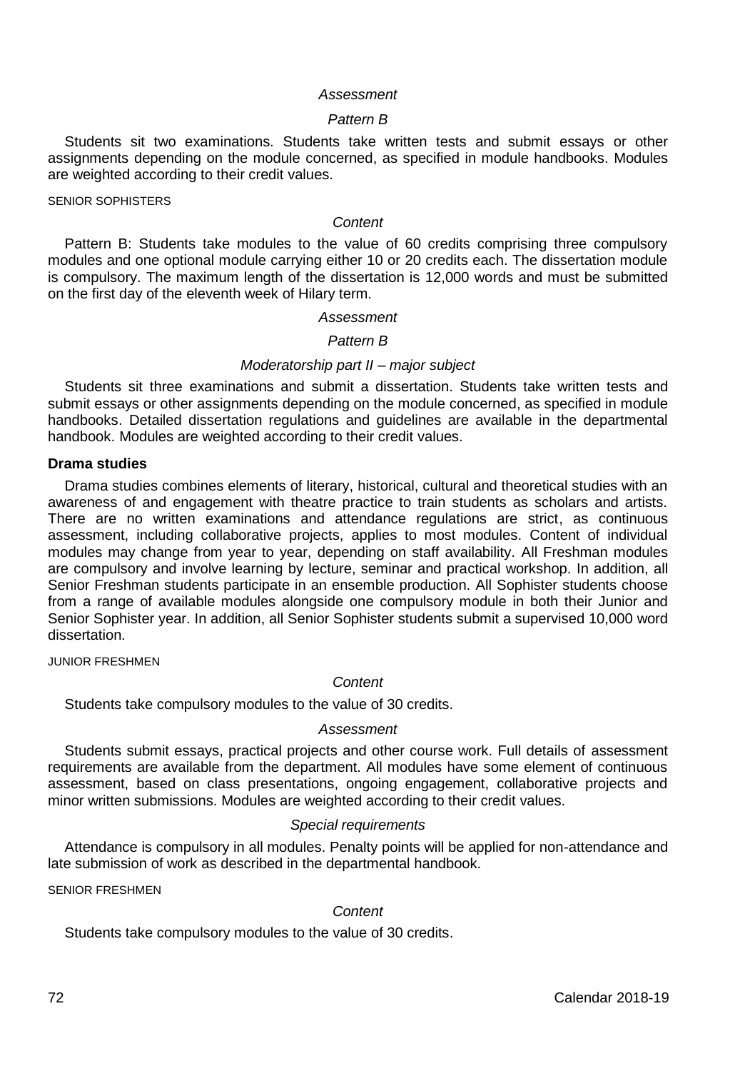*Assessment*

*Pattern B*

Students sit two examinations. Students take written tests and submit essays or other assignments depending on the module concerned, as specified in module handbooks. Modules are weighted according to their credit values.

SENIOR SOPHISTERS

*Content*

Pattern B: Students take modules to the value of 60 credits comprising three compulsory modules and one optional module carrying either 10 or 20 credits each. The dissertation module is compulsory. The maximum length of the dissertation is 12,000 words and must be submitted on the first day of the eleventh week of Hilary term.

*Assessment*

*Pattern B*

*Moderatorship part II – major subject*

Students sit three examinations and submit a dissertation. Students take written tests and submit essays or other assignments depending on the module concerned, as specified in module handbooks. Detailed dissertation regulations and guidelines are available in the departmental handbook. Modules are weighted according to their credit values.

**Drama studies**

Drama studies combines elements of literary, historical, cultural and theoretical studies with an awareness of and engagement with theatre practice to train students as scholars and artists. There are no written examinations and attendance regulations are strict, as continuous assessment, including collaborative projects, applies to most modules. Content of individual modules may change from year to year, depending on staff availability. All Freshman modules are compulsory and involve learning by lecture, seminar and practical workshop. In addition, all Senior Freshman students participate in an ensemble production. All Sophister students choose from a range of available modules alongside one compulsory module in both their Junior and Senior Sophister year. In addition, all Senior Sophister students submit a supervised 10,000 word dissertation.

JUNIOR FRESHMEN

*Content*

Students take compulsory modules to the value of 30 credits.

*Assessment*

Students submit essays, practical projects and other course work. Full details of assessment requirements are available from the department. All modules have some element of continuous assessment, based on class presentations, ongoing engagement, collaborative projects and minor written submissions. Modules are weighted according to their credit values.

*Special requirements*

Attendance is compulsory in all modules. Penalty points will be applied for non-attendance and late submission of work as described in the departmental handbook.

SENIOR FRESHMEN

*Content*

Students take compulsory modules to the value of 30 credits.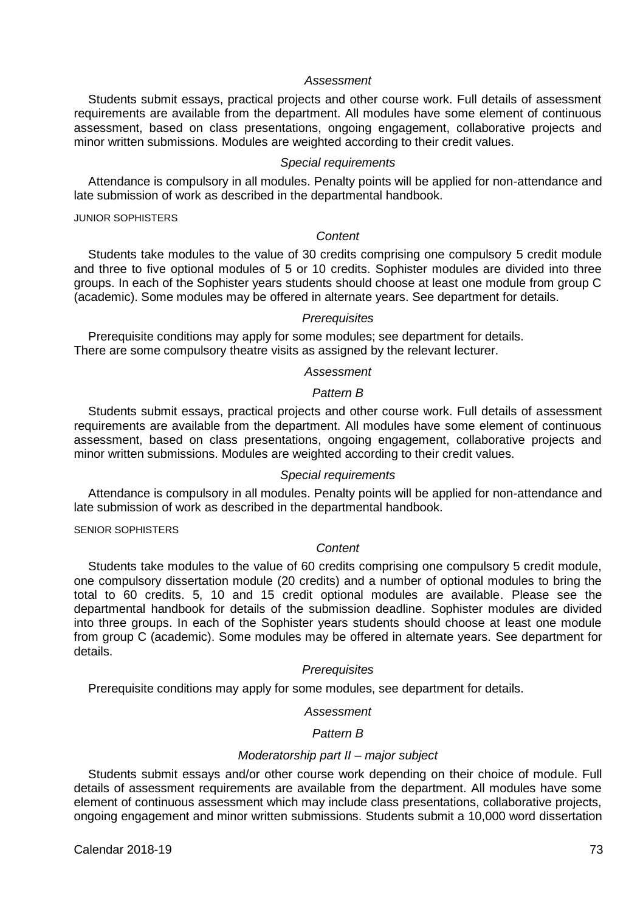*Assessment*

Students submit essays, practical projects and other course work. Full details of assessment requirements are available from the department. All modules have some element of continuous assessment, based on class presentations, ongoing engagement, collaborative projects and minor written submissions. Modules are weighted according to their credit values.

*Special requirements*

Attendance is compulsory in all modules. Penalty points will be applied for non-attendance and late submission of work as described in the departmental handbook.

JUNIOR SOPHISTERS

*Content*

Students take modules to the value of 30 credits comprising one compulsory 5 credit module and three to five optional modules of 5 or 10 credits. Sophister modules are divided into three groups. In each of the Sophister years students should choose at least one module from group C (academic). Some modules may be offered in alternate years. See department for details.

*Prerequisites*

Prerequisite conditions may apply for some modules; see department for details.
There are some compulsory theatre visits as assigned by the relevant lecturer.

*Assessment*

*Pattern B*

Students submit essays, practical projects and other course work. Full details of assessment requirements are available from the department. All modules have some element of continuous assessment, based on class presentations, ongoing engagement, collaborative projects and minor written submissions. Modules are weighted according to their credit values.

*Special requirements*

Attendance is compulsory in all modules. Penalty points will be applied for non-attendance and late submission of work as described in the departmental handbook.

SENIOR SOPHISTERS

*Content*

Students take modules to the value of 60 credits comprising one compulsory 5 credit module, one compulsory dissertation module (20 credits) and a number of optional modules to bring the total to 60 credits. 5, 10 and 15 credit optional modules are available. Please see the departmental handbook for details of the submission deadline. Sophister modules are divided into three groups. In each of the Sophister years students should choose at least one module from group C (academic). Some modules may be offered in alternate years. See department for details.

*Prerequisites*

Prerequisite conditions may apply for some modules, see department for details.

*Assessment*

*Pattern B*

*Moderatorship part II – major subject*

Students submit essays and/or other course work depending on their choice of module. Full details of assessment requirements are available from the department. All modules have some element of continuous assessment which may include class presentations, collaborative projects, ongoing engagement and minor written submissions. Students submit a 10,000 word dissertation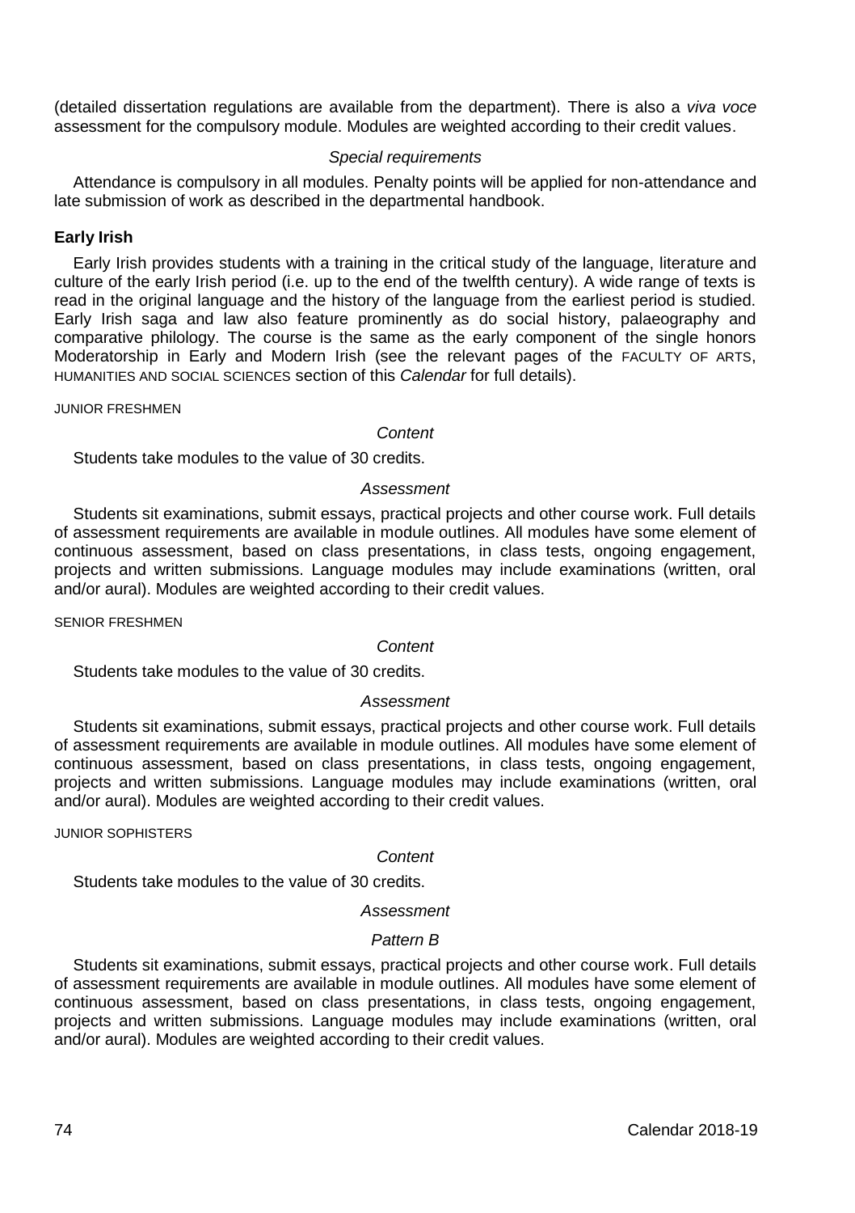(detailed dissertation regulations are available from the department). There is also a *viva voce* assessment for the compulsory module. Modules are weighted according to their credit values.

*Special requirements*

Attendance is compulsory in all modules. Penalty points will be applied for non-attendance and late submission of work as described in the departmental handbook.

**Early Irish**

Early Irish provides students with a training in the critical study of the language, literature and culture of the early Irish period (i.e. up to the end of the twelfth century). A wide range of texts is read in the original language and the history of the language from the earliest period is studied. Early Irish saga and law also feature prominently as do social history, palaeography and comparative philology. The course is the same as the early component of the single honors Moderatorship in Early and Modern Irish (see the relevant pages of the FACULTY OF ARTS, HUMANITIES AND SOCIAL SCIENCES section of this *Calendar* for full details).

JUNIOR FRESHMEN

*Content*

Students take modules to the value of 30 credits.

*Assessment*

Students sit examinations, submit essays, practical projects and other course work. Full details of assessment requirements are available in module outlines. All modules have some element of continuous assessment, based on class presentations, in class tests, ongoing engagement, projects and written submissions. Language modules may include examinations (written, oral and/or aural). Modules are weighted according to their credit values.

SENIOR FRESHMEN

*Content*

Students take modules to the value of 30 credits.

*Assessment*

Students sit examinations, submit essays, practical projects and other course work. Full details of assessment requirements are available in module outlines. All modules have some element of continuous assessment, based on class presentations, in class tests, ongoing engagement, projects and written submissions. Language modules may include examinations (written, oral and/or aural). Modules are weighted according to their credit values.

JUNIOR SOPHISTERS

*Content*

Students take modules to the value of 30 credits.

*Assessment*

*Pattern B*

Students sit examinations, submit essays, practical projects and other course work. Full details of assessment requirements are available in module outlines. All modules have some element of continuous assessment, based on class presentations, in class tests, ongoing engagement, projects and written submissions. Language modules may include examinations (written, oral and/or aural). Modules are weighted according to their credit values.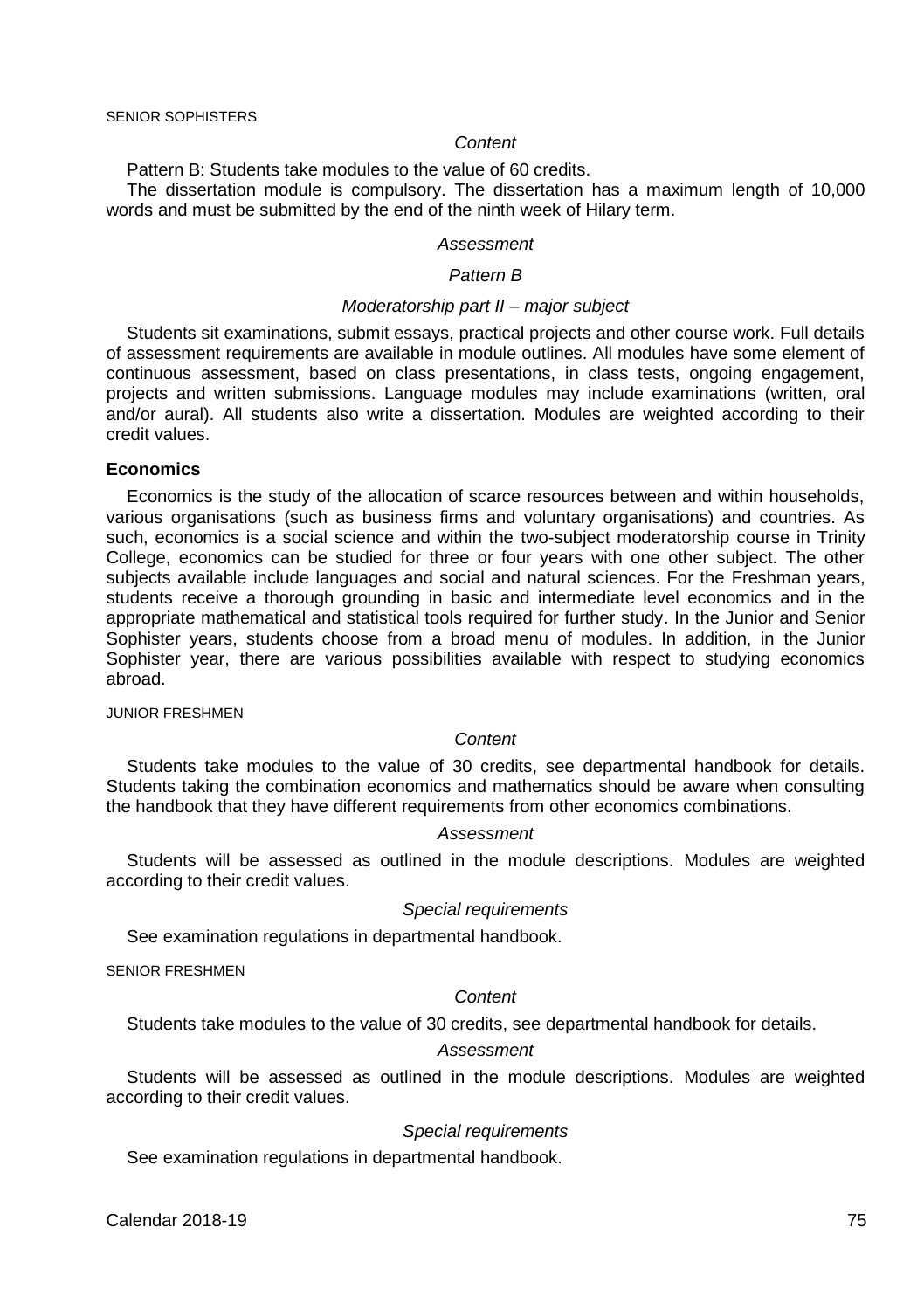SENIOR SOPHISTERS

*Content*

Pattern B: Students take modules to the value of 60 credits.

The dissertation module is compulsory. The dissertation has a maximum length of 10,000 words and must be submitted by the end of the ninth week of Hilary term.

*Assessment*

*Pattern B*

*Moderatorship part II – major subject*

Students sit examinations, submit essays, practical projects and other course work. Full details of assessment requirements are available in module outlines. All modules have some element of continuous assessment, based on class presentations, in class tests, ongoing engagement, projects and written submissions. Language modules may include examinations (written, oral and/or aural). All students also write a dissertation. Modules are weighted according to their credit values.

**Economics**

Economics is the study of the allocation of scarce resources between and within households, various organisations (such as business firms and voluntary organisations) and countries. As such, economics is a social science and within the two-subject moderatorship course in Trinity College, economics can be studied for three or four years with one other subject. The other subjects available include languages and social and natural sciences. For the Freshman years, students receive a thorough grounding in basic and intermediate level economics and in the appropriate mathematical and statistical tools required for further study. In the Junior and Senior Sophister years, students choose from a broad menu of modules. In addition, in the Junior Sophister year, there are various possibilities available with respect to studying economics abroad.

JUNIOR FRESHMEN

*Content*

Students take modules to the value of 30 credits, see departmental handbook for details. Students taking the combination economics and mathematics should be aware when consulting the handbook that they have different requirements from other economics combinations.

*Assessment*

Students will be assessed as outlined in the module descriptions. Modules are weighted according to their credit values.

*Special requirements*

See examination regulations in departmental handbook.

SENIOR FRESHMEN

*Content*

Students take modules to the value of 30 credits, see departmental handbook for details.

*Assessment*

Students will be assessed as outlined in the module descriptions. Modules are weighted according to their credit values.

*Special requirements*

See examination regulations in departmental handbook.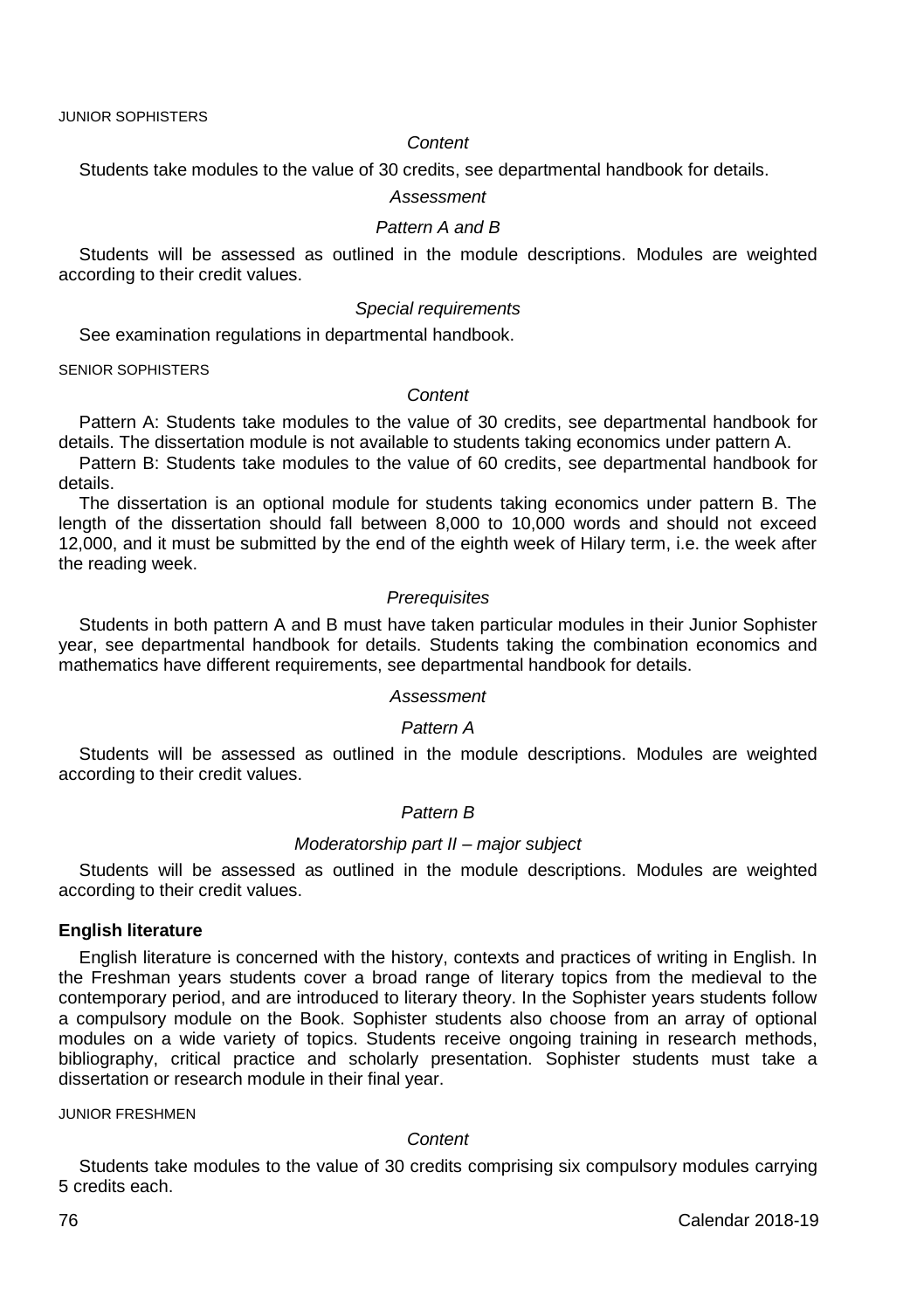JUNIOR SOPHISTERS

*Content*

Students take modules to the value of 30 credits, see departmental handbook for details.

*Assessment*

*Pattern A and B*

Students will be assessed as outlined in the module descriptions. Modules are weighted according to their credit values.

*Special requirements*

See examination regulations in departmental handbook.

SENIOR SOPHISTERS

*Content*

Pattern A: Students take modules to the value of 30 credits, see departmental handbook for details. The dissertation module is not available to students taking economics under pattern A.

Pattern B: Students take modules to the value of 60 credits, see departmental handbook for details.

The dissertation is an optional module for students taking economics under pattern B. The length of the dissertation should fall between 8,000 to 10,000 words and should not exceed 12,000, and it must be submitted by the end of the eighth week of Hilary term, i.e. the week after the reading week.

*Prerequisites*

Students in both pattern A and B must have taken particular modules in their Junior Sophister year, see departmental handbook for details. Students taking the combination economics and mathematics have different requirements, see departmental handbook for details.

*Assessment*

*Pattern A*

Students will be assessed as outlined in the module descriptions. Modules are weighted according to their credit values.

*Pattern B*

*Moderatorship part II – major subject*

Students will be assessed as outlined in the module descriptions. Modules are weighted according to their credit values.

**English literature**

English literature is concerned with the history, contexts and practices of writing in English. In the Freshman years students cover a broad range of literary topics from the medieval to the contemporary period, and are introduced to literary theory. In the Sophister years students follow a compulsory module on the Book. Sophister students also choose from an array of optional modules on a wide variety of topics. Students receive ongoing training in research methods, bibliography, critical practice and scholarly presentation. Sophister students must take a dissertation or research module in their final year.

JUNIOR FRESHMEN

*Content*

Students take modules to the value of 30 credits comprising six compulsory modules carrying 5 credits each.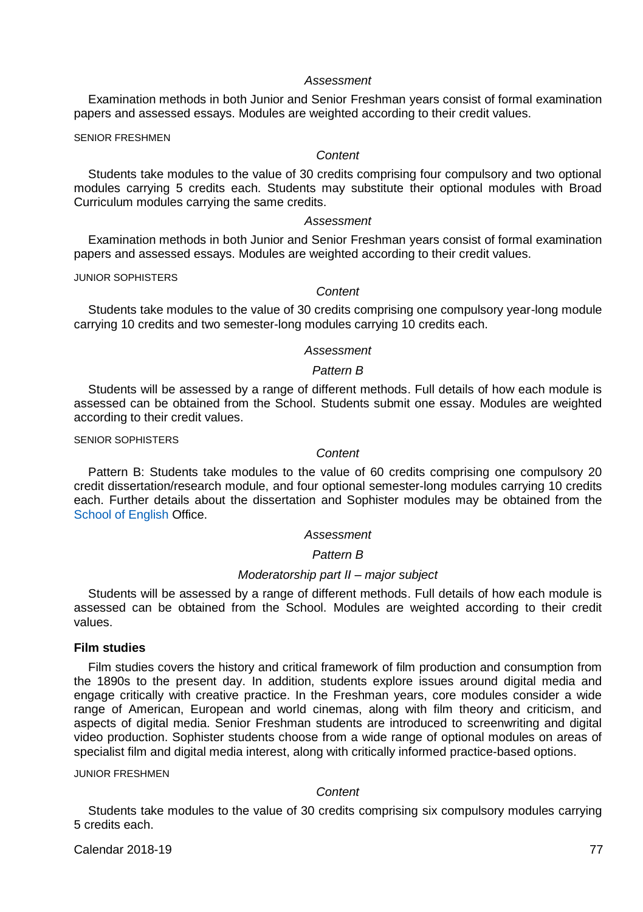*Assessment*

Examination methods in both Junior and Senior Freshman years consist of formal examination papers and assessed essays. Modules are weighted according to their credit values.

SENIOR FRESHMEN

*Content*

Students take modules to the value of 30 credits comprising four compulsory and two optional modules carrying 5 credits each. Students may substitute their optional modules with Broad Curriculum modules carrying the same credits.

*Assessment*

Examination methods in both Junior and Senior Freshman years consist of formal examination papers and assessed essays. Modules are weighted according to their credit values.

JUNIOR SOPHISTERS

*Content*

Students take modules to the value of 30 credits comprising one compulsory year-long module carrying 10 credits and two semester-long modules carrying 10 credits each.

*Assessment*

*Pattern B*

Students will be assessed by a range of different methods. Full details of how each module is assessed can be obtained from the School. Students submit one essay. Modules are weighted according to their credit values.

SENIOR SOPHISTERS

*Content*

Pattern B: Students take modules to the value of 60 credits comprising one compulsory 20 credit dissertation/research module, and four optional semester-long modules carrying 10 credits each. Further details about the dissertation and Sophister modules may be obtained from the School of English Office.

*Assessment*

*Pattern B*

*Moderatorship part II – major subject*

Students will be assessed by a range of different methods. Full details of how each module is assessed can be obtained from the School. Modules are weighted according to their credit values.

**Film studies**

Film studies covers the history and critical framework of film production and consumption from the 1890s to the present day. In addition, students explore issues around digital media and engage critically with creative practice. In the Freshman years, core modules consider a wide range of American, European and world cinemas, along with film theory and criticism, and aspects of digital media. Senior Freshman students are introduced to screenwriting and digital video production. Sophister students choose from a wide range of optional modules on areas of specialist film and digital media interest, along with critically informed practice-based options.

JUNIOR FRESHMEN

*Content*

Students take modules to the value of 30 credits comprising six compulsory modules carrying 5 credits each.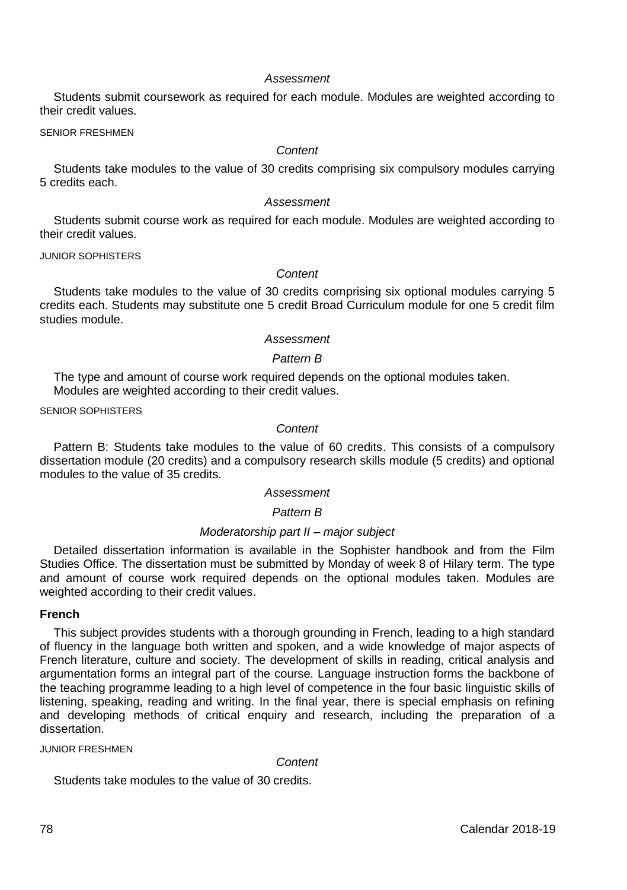*Assessment*

Students submit coursework as required for each module. Modules are weighted according to their credit values.

SENIOR FRESHMEN

*Content*

Students take modules to the value of 30 credits comprising six compulsory modules carrying 5 credits each.

*Assessment*

Students submit course work as required for each module. Modules are weighted according to their credit values.

JUNIOR SOPHISTERS

*Content*

Students take modules to the value of 30 credits comprising six optional modules carrying 5 credits each. Students may substitute one 5 credit Broad Curriculum module for one 5 credit film studies module.

*Assessment*

*Pattern B*

The type and amount of course work required depends on the optional modules taken. Modules are weighted according to their credit values.

SENIOR SOPHISTERS

*Content*

Pattern B: Students take modules to the value of 60 credits. This consists of a compulsory dissertation module (20 credits) and a compulsory research skills module (5 credits) and optional modules to the value of 35 credits.

*Assessment*

*Pattern B*

*Moderatorship part II – major subject*

Detailed dissertation information is available in the Sophister handbook and from the Film Studies Office. The dissertation must be submitted by Monday of week 8 of Hilary term. The type and amount of course work required depends on the optional modules taken. Modules are weighted according to their credit values.

**French**

This subject provides students with a thorough grounding in French, leading to a high standard of fluency in the language both written and spoken, and a wide knowledge of major aspects of French literature, culture and society. The development of skills in reading, critical analysis and argumentation forms an integral part of the course. Language instruction forms the backbone of the teaching programme leading to a high level of competence in the four basic linguistic skills of listening, speaking, reading and writing. In the final year, there is special emphasis on refining and developing methods of critical enquiry and research, including the preparation of a dissertation.

JUNIOR FRESHMEN

*Content*

Students take modules to the value of 30 credits.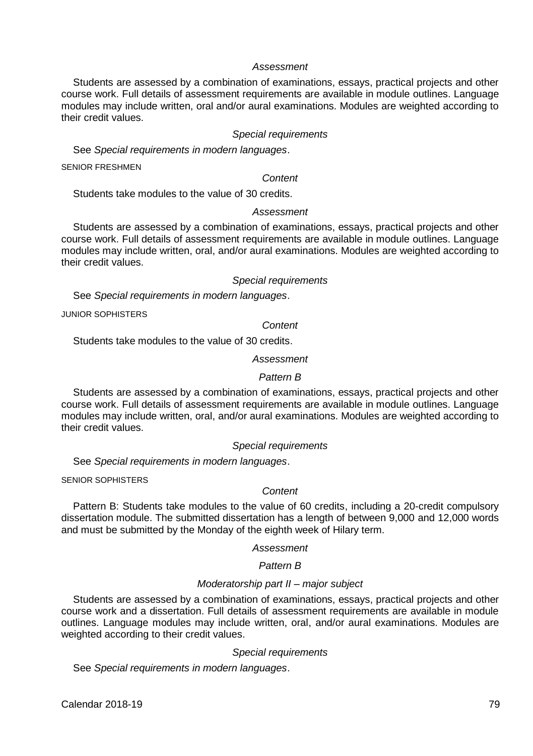*Assessment*

Students are assessed by a combination of examinations, essays, practical projects and other course work. Full details of assessment requirements are available in module outlines. Language modules may include written, oral and/or aural examinations. Modules are weighted according to their credit values.

*Special requirements*

See *Special requirements in modern languages*.

SENIOR FRESHMEN

*Content*

Students take modules to the value of 30 credits.

*Assessment*

Students are assessed by a combination of examinations, essays, practical projects and other course work. Full details of assessment requirements are available in module outlines. Language modules may include written, oral, and/or aural examinations. Modules are weighted according to their credit values.

*Special requirements*

See *Special requirements in modern languages*.

JUNIOR SOPHISTERS

*Content*

Students take modules to the value of 30 credits.

*Assessment*

*Pattern B*

Students are assessed by a combination of examinations, essays, practical projects and other course work. Full details of assessment requirements are available in module outlines. Language modules may include written, oral, and/or aural examinations. Modules are weighted according to their credit values.

*Special requirements*

See *Special requirements in modern languages*.

SENIOR SOPHISTERS

*Content*

Pattern B: Students take modules to the value of 60 credits, including a 20-credit compulsory dissertation module. The submitted dissertation has a length of between 9,000 and 12,000 words and must be submitted by the Monday of the eighth week of Hilary term.

*Assessment*

*Pattern B*

*Moderatorship part II – major subject*

Students are assessed by a combination of examinations, essays, practical projects and other course work and a dissertation. Full details of assessment requirements are available in module outlines. Language modules may include written, oral, and/or aural examinations. Modules are weighted according to their credit values.

*Special requirements*

See *Special requirements in modern languages*.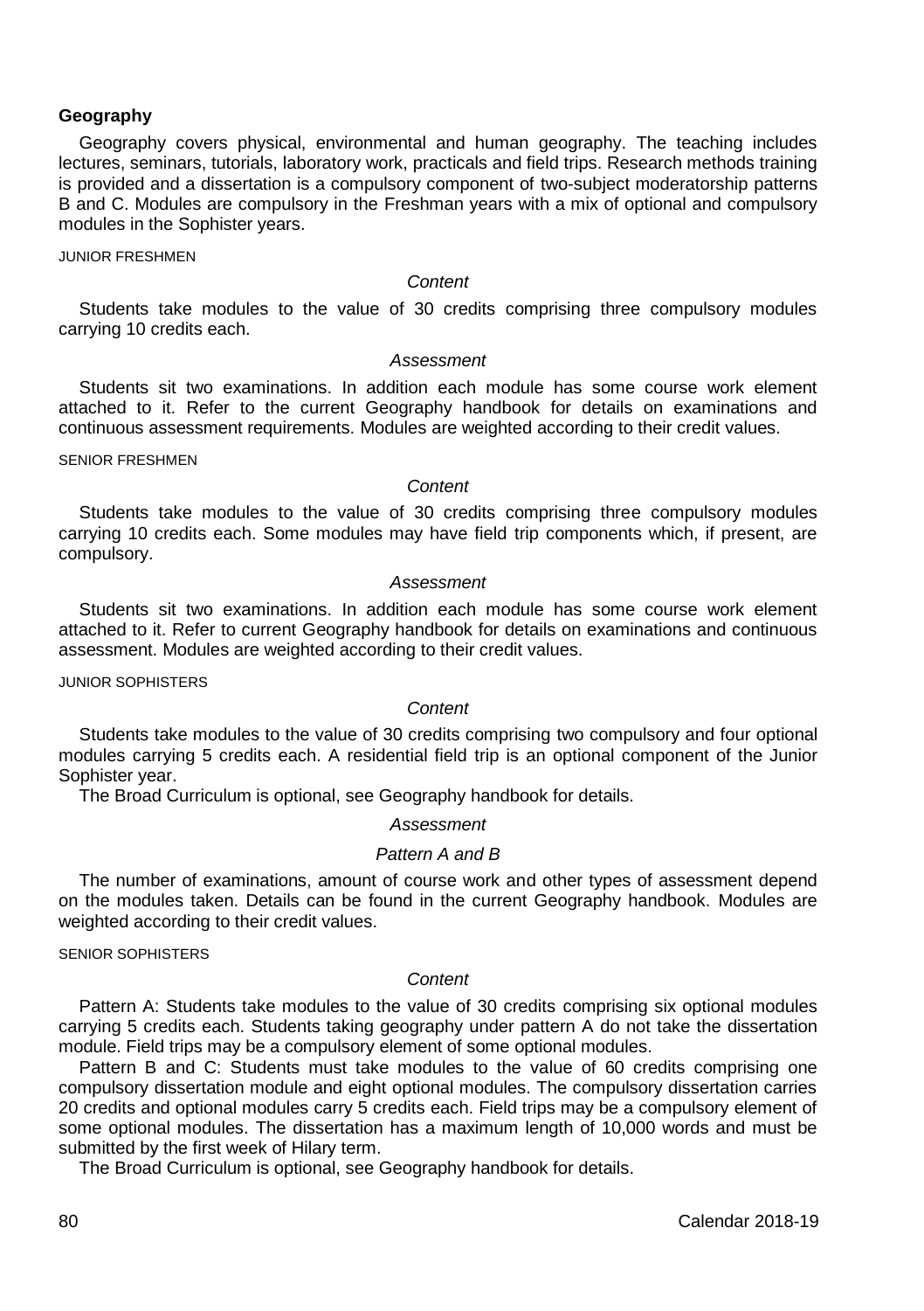## Geography

Geography covers physical, environmental and human geography. The teaching includes lectures, seminars, tutorials, laboratory work, practicals and field trips. Research methods training is provided and a dissertation is a compulsory component of two-subject moderatorship patterns B and C. Modules are compulsory in the Freshman years with a mix of optional and compulsory modules in the Sophister years.

### JUNIOR FRESHMEN

*Content*

Students take modules to the value of 30 credits comprising three compulsory modules carrying 10 credits each.

*Assessment*

Students sit two examinations. In addition each module has some course work element attached to it. Refer to the current Geography handbook for details on examinations and continuous assessment requirements. Modules are weighted according to their credit values.

### SENIOR FRESHMEN

*Content*

Students take modules to the value of 30 credits comprising three compulsory modules carrying 10 credits each. Some modules may have field trip components which, if present, are compulsory.

*Assessment*

Students sit two examinations. In addition each module has some course work element attached to it. Refer to current Geography handbook for details on examinations and continuous assessment. Modules are weighted according to their credit values.

### JUNIOR SOPHISTERS

*Content*

Students take modules to the value of 30 credits comprising two compulsory and four optional modules carrying 5 credits each. A residential field trip is an optional component of the Junior Sophister year.

The Broad Curriculum is optional, see Geography handbook for details.

*Assessment*

*Pattern A and B*

The number of examinations, amount of course work and other types of assessment depend on the modules taken. Details can be found in the current Geography handbook. Modules are weighted according to their credit values.

### SENIOR SOPHISTERS

*Content*

Pattern A: Students take modules to the value of 30 credits comprising six optional modules carrying 5 credits each. Students taking geography under pattern A do not take the dissertation module. Field trips may be a compulsory element of some optional modules.

Pattern B and C: Students must take modules to the value of 60 credits comprising one compulsory dissertation module and eight optional modules. The compulsory dissertation carries 20 credits and optional modules carry 5 credits each. Field trips may be a compulsory element of some optional modules. The dissertation has a maximum length of 10,000 words and must be submitted by the first week of Hilary term.

The Broad Curriculum is optional, see Geography handbook for details.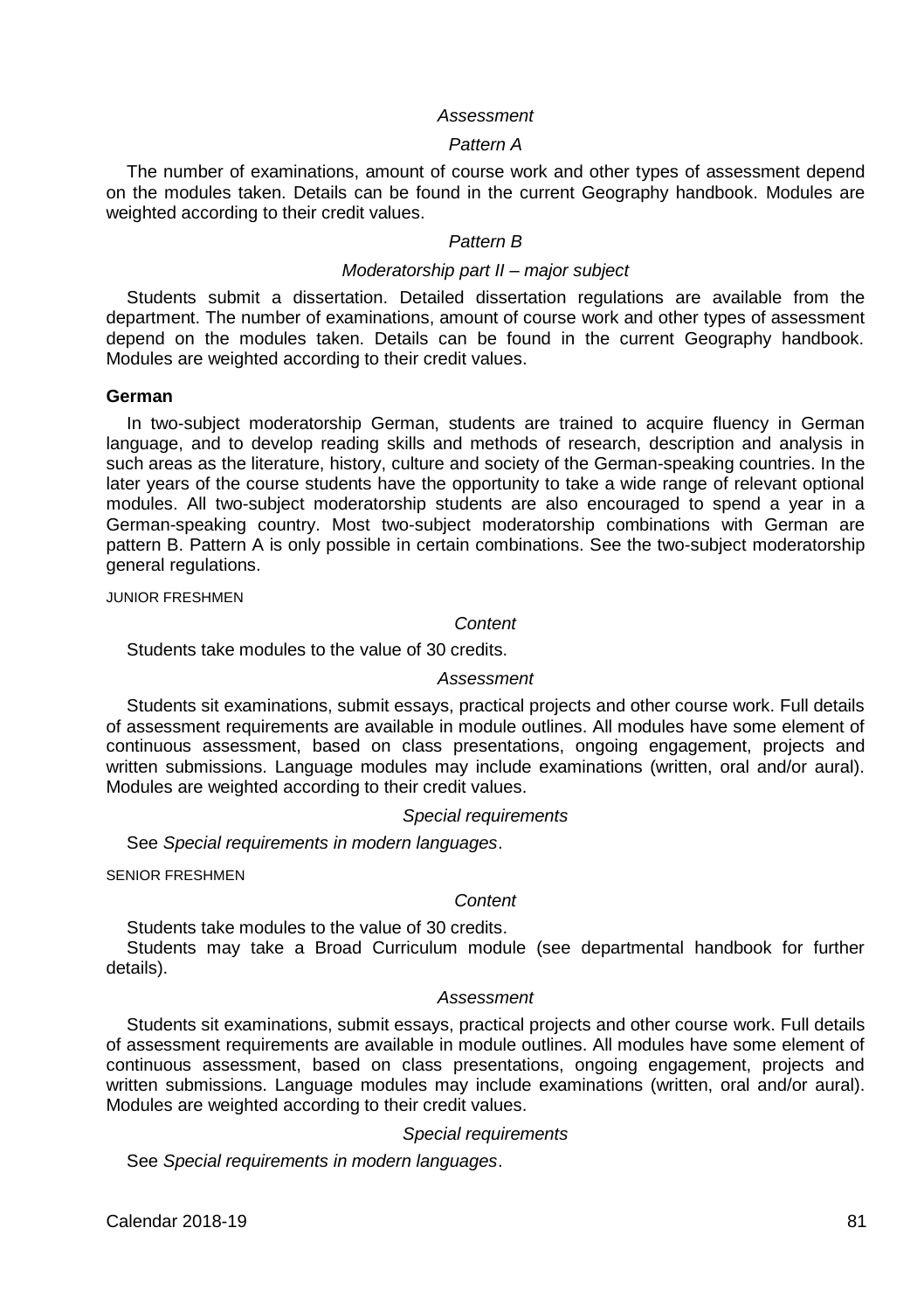*Assessment*

*Pattern A*

The number of examinations, amount of course work and other types of assessment depend on the modules taken. Details can be found in the current Geography handbook. Modules are weighted according to their credit values.

*Pattern B*

*Moderatorship part II – major subject*

Students submit a dissertation. Detailed dissertation regulations are available from the department. The number of examinations, amount of course work and other types of assessment depend on the modules taken. Details can be found in the current Geography handbook. Modules are weighted according to their credit values.

**German**

In two-subject moderatorship German, students are trained to acquire fluency in German language, and to develop reading skills and methods of research, description and analysis in such areas as the literature, history, culture and society of the German-speaking countries. In the later years of the course students have the opportunity to take a wide range of relevant optional modules. All two-subject moderatorship students are also encouraged to spend a year in a German-speaking country. Most two-subject moderatorship combinations with German are pattern B. Pattern A is only possible in certain combinations. See the two-subject moderatorship general regulations.

JUNIOR FRESHMEN

*Content*

Students take modules to the value of 30 credits.

*Assessment*

Students sit examinations, submit essays, practical projects and other course work. Full details of assessment requirements are available in module outlines. All modules have some element of continuous assessment, based on class presentations, ongoing engagement, projects and written submissions. Language modules may include examinations (written, oral and/or aural). Modules are weighted according to their credit values.

*Special requirements*

See *Special requirements in modern languages*.

SENIOR FRESHMEN

*Content*

Students take modules to the value of 30 credits.

Students may take a Broad Curriculum module (see departmental handbook for further details).

*Assessment*

Students sit examinations, submit essays, practical projects and other course work. Full details of assessment requirements are available in module outlines. All modules have some element of continuous assessment, based on class presentations, ongoing engagement, projects and written submissions. Language modules may include examinations (written, oral and/or aural). Modules are weighted according to their credit values.

*Special requirements*

See *Special requirements in modern languages*.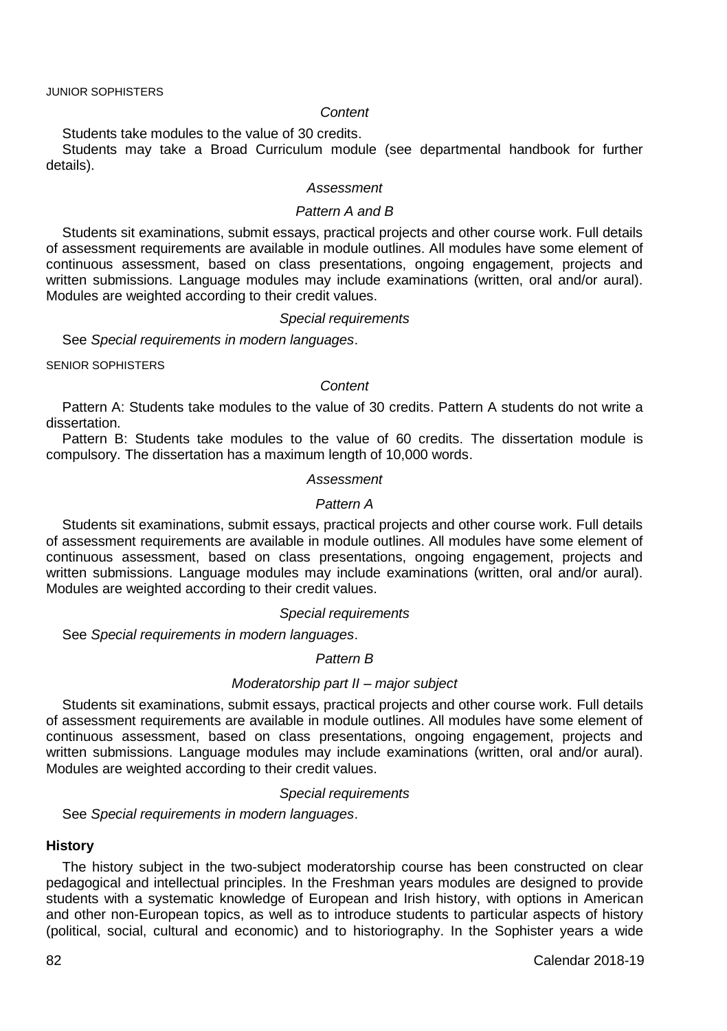JUNIOR SOPHISTERS

*Content*

Students take modules to the value of 30 credits.

Students may take a Broad Curriculum module (see departmental handbook for further details).

*Assessment*

*Pattern A and B*

Students sit examinations, submit essays, practical projects and other course work. Full details of assessment requirements are available in module outlines. All modules have some element of continuous assessment, based on class presentations, ongoing engagement, projects and written submissions. Language modules may include examinations (written, oral and/or aural). Modules are weighted according to their credit values.

*Special requirements*

See *Special requirements in modern languages*.

SENIOR SOPHISTERS

*Content*

Pattern A: Students take modules to the value of 30 credits. Pattern A students do not write a dissertation.

Pattern B: Students take modules to the value of 60 credits. The dissertation module is compulsory. The dissertation has a maximum length of 10,000 words.

*Assessment*

*Pattern A*

Students sit examinations, submit essays, practical projects and other course work. Full details of assessment requirements are available in module outlines. All modules have some element of continuous assessment, based on class presentations, ongoing engagement, projects and written submissions. Language modules may include examinations (written, oral and/or aural). Modules are weighted according to their credit values.

*Special requirements*

See *Special requirements in modern languages*.

*Pattern B*

*Moderatorship part II – major subject*

Students sit examinations, submit essays, practical projects and other course work. Full details of assessment requirements are available in module outlines. All modules have some element of continuous assessment, based on class presentations, ongoing engagement, projects and written submissions. Language modules may include examinations (written, oral and/or aural). Modules are weighted according to their credit values.

*Special requirements*

See *Special requirements in modern languages*.

**History**

The history subject in the two-subject moderatorship course has been constructed on clear pedagogical and intellectual principles. In the Freshman years modules are designed to provide students with a systematic knowledge of European and Irish history, with options in American and other non-European topics, as well as to introduce students to particular aspects of history (political, social, cultural and economic) and to historiography. In the Sophister years a wide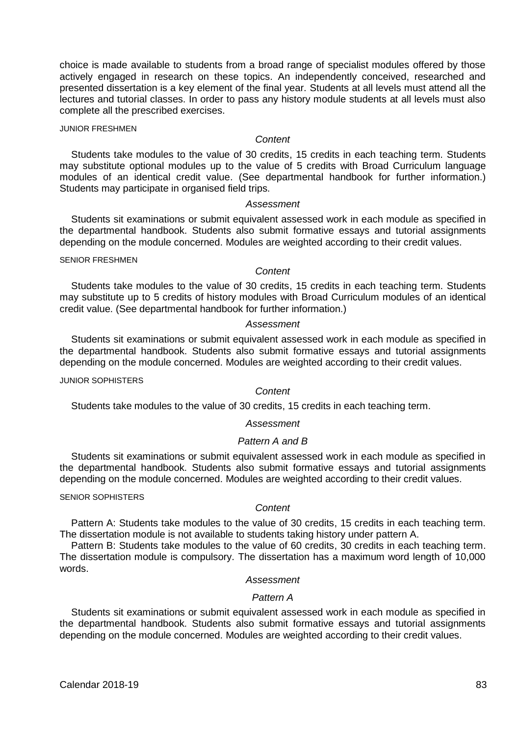choice is made available to students from a broad range of specialist modules offered by those actively engaged in research on these topics. An independently conceived, researched and presented dissertation is a key element of the final year. Students at all levels must attend all the lectures and tutorial classes. In order to pass any history module students at all levels must also complete all the prescribed exercises.

JUNIOR FRESHMEN

*Content*

Students take modules to the value of 30 credits, 15 credits in each teaching term. Students may substitute optional modules up to the value of 5 credits with Broad Curriculum language modules of an identical credit value. (See departmental handbook for further information.) Students may participate in organised field trips.

*Assessment*

Students sit examinations or submit equivalent assessed work in each module as specified in the departmental handbook. Students also submit formative essays and tutorial assignments depending on the module concerned. Modules are weighted according to their credit values.

SENIOR FRESHMEN

*Content*

Students take modules to the value of 30 credits, 15 credits in each teaching term. Students may substitute up to 5 credits of history modules with Broad Curriculum modules of an identical credit value. (See departmental handbook for further information.)

*Assessment*

Students sit examinations or submit equivalent assessed work in each module as specified in the departmental handbook. Students also submit formative essays and tutorial assignments depending on the module concerned. Modules are weighted according to their credit values.

JUNIOR SOPHISTERS

*Content*

Students take modules to the value of 30 credits, 15 credits in each teaching term.

*Assessment*

*Pattern A and B*

Students sit examinations or submit equivalent assessed work in each module as specified in the departmental handbook. Students also submit formative essays and tutorial assignments depending on the module concerned. Modules are weighted according to their credit values.

SENIOR SOPHISTERS

*Content*

Pattern A: Students take modules to the value of 30 credits, 15 credits in each teaching term. The dissertation module is not available to students taking history under pattern A.

Pattern B: Students take modules to the value of 60 credits, 30 credits in each teaching term. The dissertation module is compulsory. The dissertation has a maximum word length of 10,000 words.

*Assessment*

*Pattern A*

Students sit examinations or submit equivalent assessed work in each module as specified in the departmental handbook. Students also submit formative essays and tutorial assignments depending on the module concerned. Modules are weighted according to their credit values.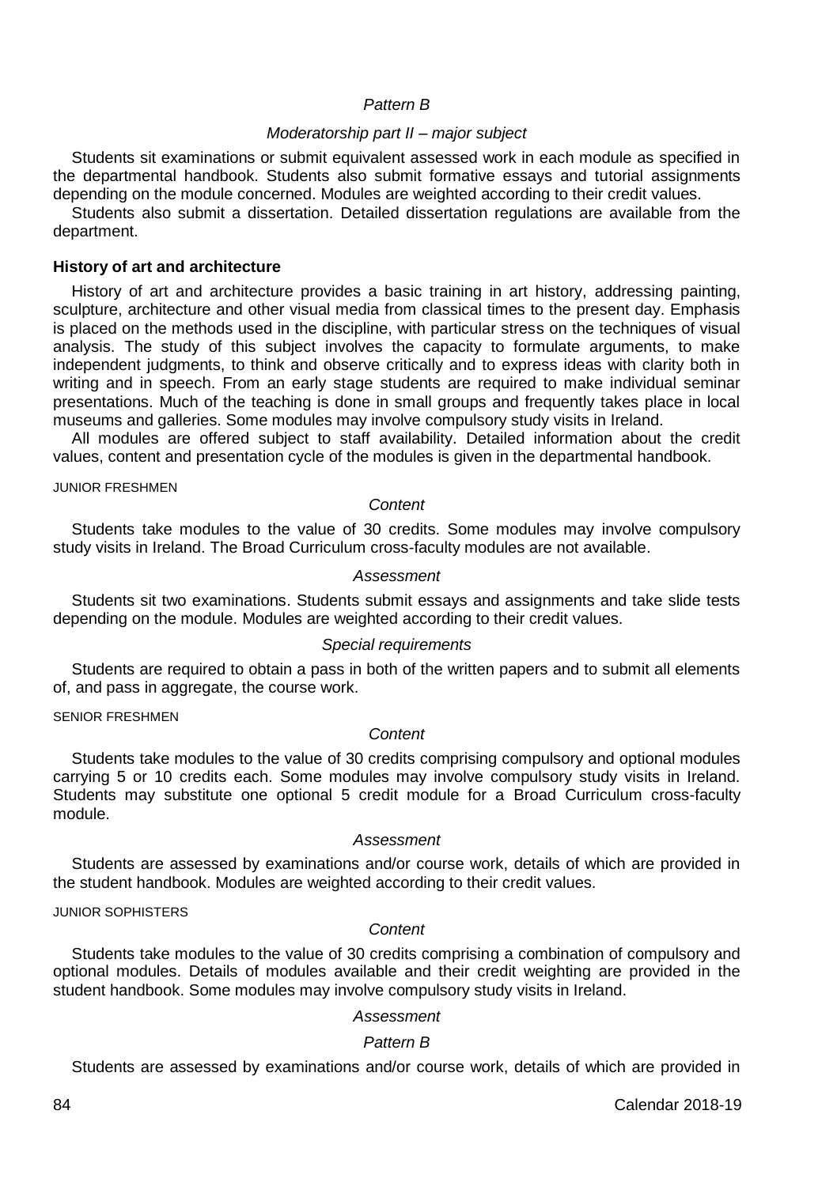*Pattern B*

*Moderatorship part II – major subject*

Students sit examinations or submit equivalent assessed work in each module as specified in the departmental handbook. Students also submit formative essays and tutorial assignments depending on the module concerned. Modules are weighted according to their credit values.

Students also submit a dissertation. Detailed dissertation regulations are available from the department.

**History of art and architecture**

History of art and architecture provides a basic training in art history, addressing painting, sculpture, architecture and other visual media from classical times to the present day. Emphasis is placed on the methods used in the discipline, with particular stress on the techniques of visual analysis. The study of this subject involves the capacity to formulate arguments, to make independent judgments, to think and observe critically and to express ideas with clarity both in writing and in speech. From an early stage students are required to make individual seminar presentations. Much of the teaching is done in small groups and frequently takes place in local museums and galleries. Some modules may involve compulsory study visits in Ireland.

All modules are offered subject to staff availability. Detailed information about the credit values, content and presentation cycle of the modules is given in the departmental handbook.

JUNIOR FRESHMEN

*Content*

Students take modules to the value of 30 credits. Some modules may involve compulsory study visits in Ireland. The Broad Curriculum cross-faculty modules are not available.

*Assessment*

Students sit two examinations. Students submit essays and assignments and take slide tests depending on the module. Modules are weighted according to their credit values.

*Special requirements*

Students are required to obtain a pass in both of the written papers and to submit all elements of, and pass in aggregate, the course work.

SENIOR FRESHMEN

*Content*

Students take modules to the value of 30 credits comprising compulsory and optional modules carrying 5 or 10 credits each. Some modules may involve compulsory study visits in Ireland. Students may substitute one optional 5 credit module for a Broad Curriculum cross-faculty module.

*Assessment*

Students are assessed by examinations and/or course work, details of which are provided in the student handbook. Modules are weighted according to their credit values.

JUNIOR SOPHISTERS

*Content*

Students take modules to the value of 30 credits comprising a combination of compulsory and optional modules. Details of modules available and their credit weighting are provided in the student handbook. Some modules may involve compulsory study visits in Ireland.

*Assessment*

*Pattern B*

Students are assessed by examinations and/or course work, details of which are provided in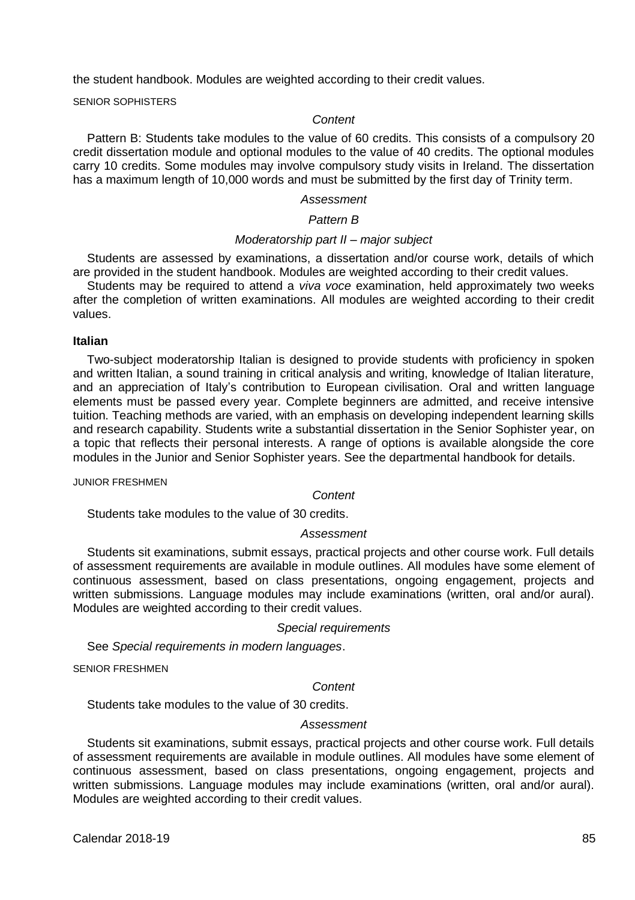the student handbook. Modules are weighted according to their credit values.

SENIOR SOPHISTERS

*Content*

Pattern B: Students take modules to the value of 60 credits. This consists of a compulsory 20 credit dissertation module and optional modules to the value of 40 credits. The optional modules carry 10 credits. Some modules may involve compulsory study visits in Ireland. The dissertation has a maximum length of 10,000 words and must be submitted by the first day of Trinity term.

*Assessment*

*Pattern B*

*Moderatorship part II – major subject*

Students are assessed by examinations, a dissertation and/or course work, details of which are provided in the student handbook. Modules are weighted according to their credit values.

Students may be required to attend a *viva voce* examination, held approximately two weeks after the completion of written examinations. All modules are weighted according to their credit values.

### Italian

Two-subject moderatorship Italian is designed to provide students with proficiency in spoken and written Italian, a sound training in critical analysis and writing, knowledge of Italian literature, and an appreciation of Italy's contribution to European civilisation. Oral and written language elements must be passed every year. Complete beginners are admitted, and receive intensive tuition. Teaching methods are varied, with an emphasis on developing independent learning skills and research capability. Students write a substantial dissertation in the Senior Sophister year, on a topic that reflects their personal interests. A range of options is available alongside the core modules in the Junior and Senior Sophister years. See the departmental handbook for details.

JUNIOR FRESHMEN

*Content*

Students take modules to the value of 30 credits.

*Assessment*

Students sit examinations, submit essays, practical projects and other course work. Full details of assessment requirements are available in module outlines. All modules have some element of continuous assessment, based on class presentations, ongoing engagement, projects and written submissions. Language modules may include examinations (written, oral and/or aural). Modules are weighted according to their credit values.

*Special requirements*

See *Special requirements in modern languages*.

SENIOR FRESHMEN

*Content*

Students take modules to the value of 30 credits.

*Assessment*

Students sit examinations, submit essays, practical projects and other course work. Full details of assessment requirements are available in module outlines. All modules have some element of continuous assessment, based on class presentations, ongoing engagement, projects and written submissions. Language modules may include examinations (written, oral and/or aural). Modules are weighted according to their credit values.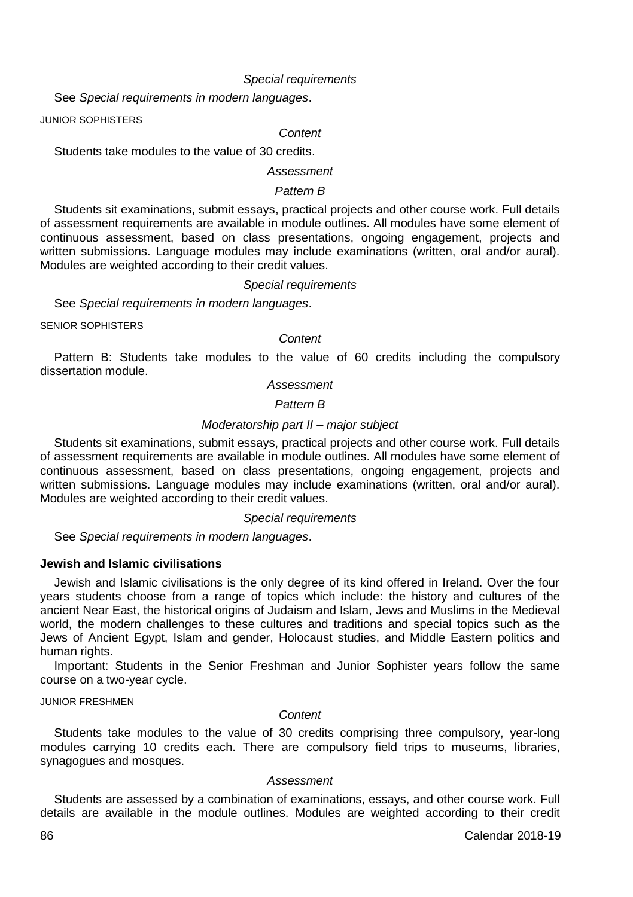*Special requirements*

See *Special requirements in modern languages*.

JUNIOR SOPHISTERS

*Content*

Students take modules to the value of 30 credits.

*Assessment*

*Pattern B*

Students sit examinations, submit essays, practical projects and other course work. Full details of assessment requirements are available in module outlines. All modules have some element of continuous assessment, based on class presentations, ongoing engagement, projects and written submissions. Language modules may include examinations (written, oral and/or aural). Modules are weighted according to their credit values.

*Special requirements*

See *Special requirements in modern languages*.

SENIOR SOPHISTERS

*Content*

Pattern B: Students take modules to the value of 60 credits including the compulsory dissertation module.

*Assessment*

*Pattern B*

*Moderatorship part II – major subject*

Students sit examinations, submit essays, practical projects and other course work. Full details of assessment requirements are available in module outlines. All modules have some element of continuous assessment, based on class presentations, ongoing engagement, projects and written submissions. Language modules may include examinations (written, oral and/or aural). Modules are weighted according to their credit values.

*Special requirements*

See *Special requirements in modern languages*.

**Jewish and Islamic civilisations**

Jewish and Islamic civilisations is the only degree of its kind offered in Ireland. Over the four years students choose from a range of topics which include: the history and cultures of the ancient Near East, the historical origins of Judaism and Islam, Jews and Muslims in the Medieval world, the modern challenges to these cultures and traditions and special topics such as the Jews of Ancient Egypt, Islam and gender, Holocaust studies, and Middle Eastern politics and human rights.

Important: Students in the Senior Freshman and Junior Sophister years follow the same course on a two-year cycle.

JUNIOR FRESHMEN

*Content*

Students take modules to the value of 30 credits comprising three compulsory, year-long modules carrying 10 credits each. There are compulsory field trips to museums, libraries, synagogues and mosques.

*Assessment*

Students are assessed by a combination of examinations, essays, and other course work. Full details are available in the module outlines. Modules are weighted according to their credit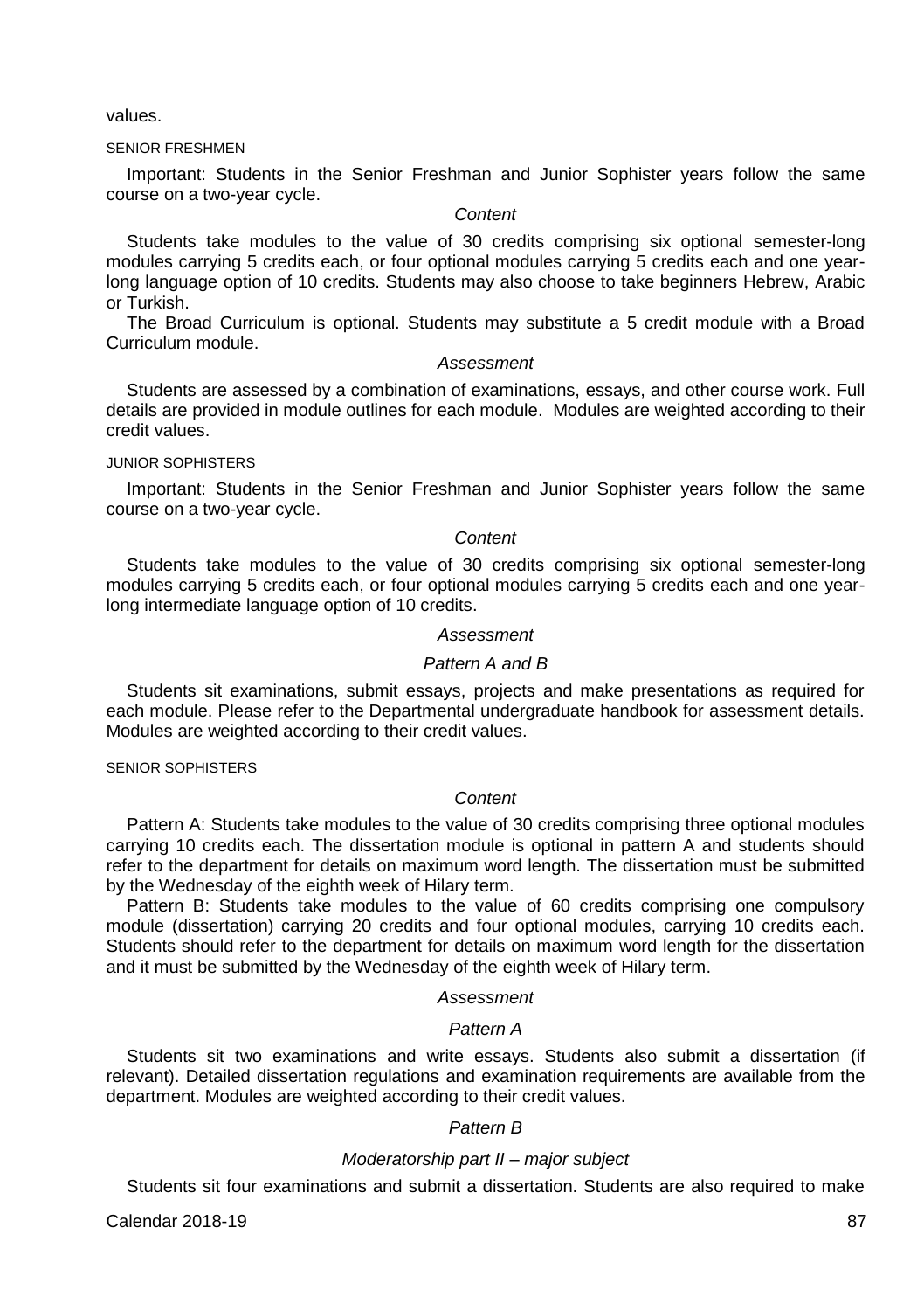values.

SENIOR FRESHMEN

Important: Students in the Senior Freshman and Junior Sophister years follow the same course on a two-year cycle.

*Content*

Students take modules to the value of 30 credits comprising six optional semester-long modules carrying 5 credits each, or four optional modules carrying 5 credits each and one year-long language option of 10 credits. Students may also choose to take beginners Hebrew, Arabic or Turkish.

The Broad Curriculum is optional. Students may substitute a 5 credit module with a Broad Curriculum module.

*Assessment*

Students are assessed by a combination of examinations, essays, and other course work. Full details are provided in module outlines for each module. Modules are weighted according to their credit values.

JUNIOR SOPHISTERS

Important: Students in the Senior Freshman and Junior Sophister years follow the same course on a two-year cycle.

*Content*

Students take modules to the value of 30 credits comprising six optional semester-long modules carrying 5 credits each, or four optional modules carrying 5 credits each and one year-long intermediate language option of 10 credits.

*Assessment*

*Pattern A and B*

Students sit examinations, submit essays, projects and make presentations as required for each module. Please refer to the Departmental undergraduate handbook for assessment details. Modules are weighted according to their credit values.

SENIOR SOPHISTERS

*Content*

Pattern A: Students take modules to the value of 30 credits comprising three optional modules carrying 10 credits each. The dissertation module is optional in pattern A and students should refer to the department for details on maximum word length. The dissertation must be submitted by the Wednesday of the eighth week of Hilary term.

Pattern B: Students take modules to the value of 60 credits comprising one compulsory module (dissertation) carrying 20 credits and four optional modules, carrying 10 credits each. Students should refer to the department for details on maximum word length for the dissertation and it must be submitted by the Wednesday of the eighth week of Hilary term.

*Assessment*

*Pattern A*

Students sit two examinations and write essays. Students also submit a dissertation (if relevant). Detailed dissertation regulations and examination requirements are available from the department. Modules are weighted according to their credit values.

*Pattern B*

*Moderatorship part II – major subject*

Students sit four examinations and submit a dissertation. Students are also required to make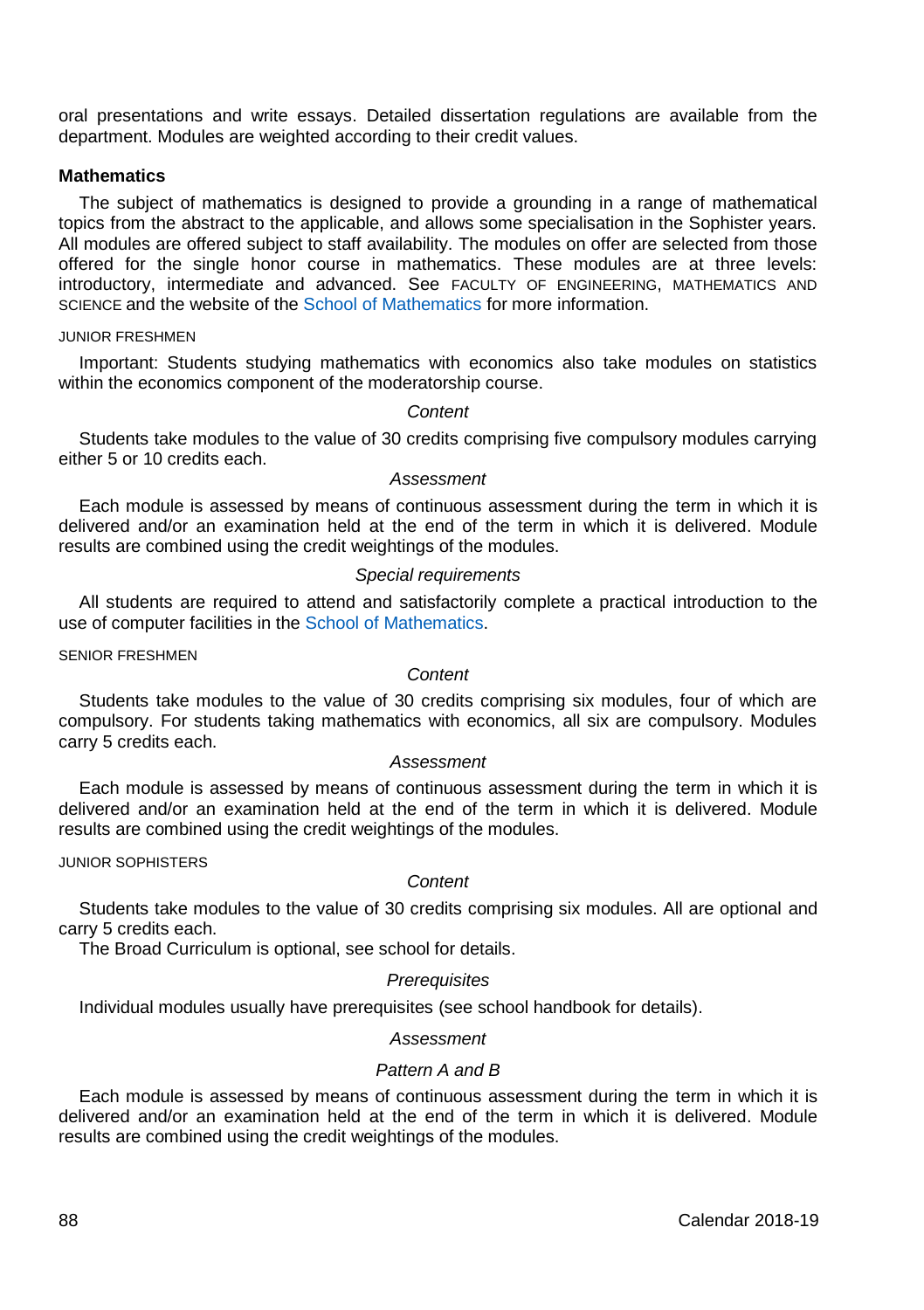oral presentations and write essays. Detailed dissertation regulations are available from the department. Modules are weighted according to their credit values.

## Mathematics

The subject of mathematics is designed to provide a grounding in a range of mathematical topics from the abstract to the applicable, and allows some specialisation in the Sophister years. All modules are offered subject to staff availability. The modules on offer are selected from those offered for the single honor course in mathematics. These modules are at three levels: introductory, intermediate and advanced. See FACULTY OF ENGINEERING, MATHEMATICS AND SCIENCE and the website of the School of Mathematics for more information.

### JUNIOR FRESHMEN

Important: Students studying mathematics with economics also take modules on statistics within the economics component of the moderatorship course.

*Content*

Students take modules to the value of 30 credits comprising five compulsory modules carrying either 5 or 10 credits each.

*Assessment*

Each module is assessed by means of continuous assessment during the term in which it is delivered and/or an examination held at the end of the term in which it is delivered. Module results are combined using the credit weightings of the modules.

*Special requirements*

All students are required to attend and satisfactorily complete a practical introduction to the use of computer facilities in the School of Mathematics.

### SENIOR FRESHMEN

*Content*

Students take modules to the value of 30 credits comprising six modules, four of which are compulsory. For students taking mathematics with economics, all six are compulsory. Modules carry 5 credits each.

*Assessment*

Each module is assessed by means of continuous assessment during the term in which it is delivered and/or an examination held at the end of the term in which it is delivered. Module results are combined using the credit weightings of the modules.

### JUNIOR SOPHISTERS

*Content*

Students take modules to the value of 30 credits comprising six modules. All are optional and carry 5 credits each.

The Broad Curriculum is optional, see school for details.

*Prerequisites*

Individual modules usually have prerequisites (see school handbook for details).

*Assessment*

*Pattern A and B*

Each module is assessed by means of continuous assessment during the term in which it is delivered and/or an examination held at the end of the term in which it is delivered. Module results are combined using the credit weightings of the modules.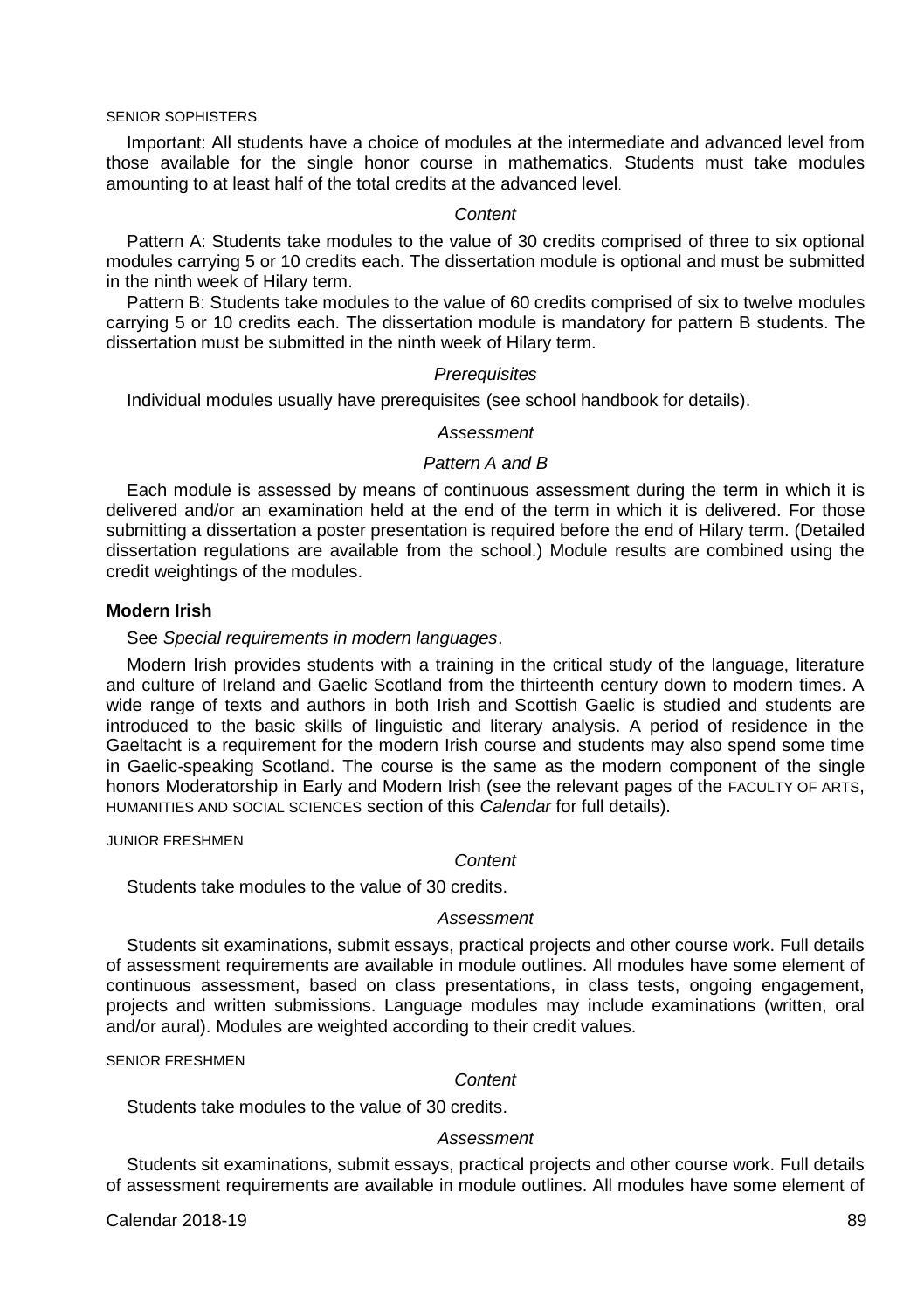SENIOR SOPHISTERS

Important: All students have a choice of modules at the intermediate and advanced level from those available for the single honor course in mathematics. Students must take modules amounting to at least half of the total credits at the advanced level.

*Content*

Pattern A: Students take modules to the value of 30 credits comprised of three to six optional modules carrying 5 or 10 credits each. The dissertation module is optional and must be submitted in the ninth week of Hilary term.

Pattern B: Students take modules to the value of 60 credits comprised of six to twelve modules carrying 5 or 10 credits each. The dissertation module is mandatory for pattern B students. The dissertation must be submitted in the ninth week of Hilary term.

*Prerequisites*

Individual modules usually have prerequisites (see school handbook for details).

*Assessment*

*Pattern A and B*

Each module is assessed by means of continuous assessment during the term in which it is delivered and/or an examination held at the end of the term in which it is delivered. For those submitting a dissertation a poster presentation is required before the end of Hilary term. (Detailed dissertation regulations are available from the school.) Module results are combined using the credit weightings of the modules.

**Modern Irish**

See *Special requirements in modern languages*.

Modern Irish provides students with a training in the critical study of the language, literature and culture of Ireland and Gaelic Scotland from the thirteenth century down to modern times. A wide range of texts and authors in both Irish and Scottish Gaelic is studied and students are introduced to the basic skills of linguistic and literary analysis. A period of residence in the Gaeltacht is a requirement for the modern Irish course and students may also spend some time in Gaelic-speaking Scotland. The course is the same as the modern component of the single honors Moderatorship in Early and Modern Irish (see the relevant pages of the FACULTY OF ARTS, HUMANITIES AND SOCIAL SCIENCES section of this *Calendar* for full details).

JUNIOR FRESHMEN

*Content*

Students take modules to the value of 30 credits.

*Assessment*

Students sit examinations, submit essays, practical projects and other course work. Full details of assessment requirements are available in module outlines. All modules have some element of continuous assessment, based on class presentations, in class tests, ongoing engagement, projects and written submissions. Language modules may include examinations (written, oral and/or aural). Modules are weighted according to their credit values.

SENIOR FRESHMEN

*Content*

Students take modules to the value of 30 credits.

*Assessment*

Students sit examinations, submit essays, practical projects and other course work. Full details of assessment requirements are available in module outlines. All modules have some element of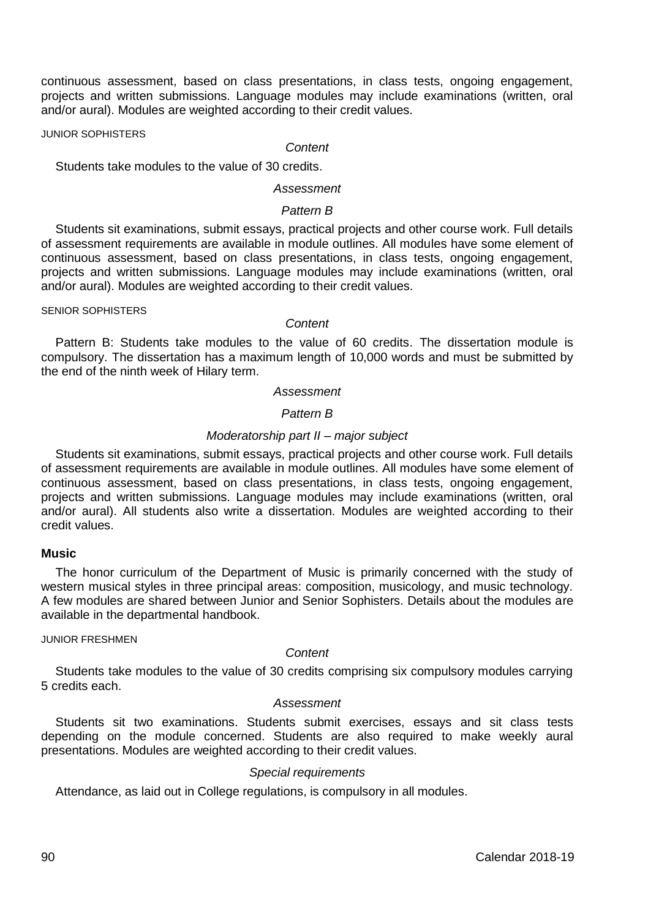continuous assessment, based on class presentations, in class tests, ongoing engagement, projects and written submissions. Language modules may include examinations (written, oral and/or aural). Modules are weighted according to their credit values.

JUNIOR SOPHISTERS

*Content*

Students take modules to the value of 30 credits.

*Assessment*

*Pattern B*

Students sit examinations, submit essays, practical projects and other course work. Full details of assessment requirements are available in module outlines. All modules have some element of continuous assessment, based on class presentations, in class tests, ongoing engagement, projects and written submissions. Language modules may include examinations (written, oral and/or aural). Modules are weighted according to their credit values.

SENIOR SOPHISTERS

*Content*

Pattern B: Students take modules to the value of 60 credits. The dissertation module is compulsory. The dissertation has a maximum length of 10,000 words and must be submitted by the end of the ninth week of Hilary term.

*Assessment*

*Pattern B*

*Moderatorship part II – major subject*

Students sit examinations, submit essays, practical projects and other course work. Full details of assessment requirements are available in module outlines. All modules have some element of continuous assessment, based on class presentations, in class tests, ongoing engagement, projects and written submissions. Language modules may include examinations (written, oral and/or aural). All students also write a dissertation. Modules are weighted according to their credit values.

**Music**

The honor curriculum of the Department of Music is primarily concerned with the study of western musical styles in three principal areas: composition, musicology, and music technology. A few modules are shared between Junior and Senior Sophisters. Details about the modules are available in the departmental handbook.

JUNIOR FRESHMEN

*Content*

Students take modules to the value of 30 credits comprising six compulsory modules carrying 5 credits each.

*Assessment*

Students sit two examinations. Students submit exercises, essays and sit class tests depending on the module concerned. Students are also required to make weekly aural presentations. Modules are weighted according to their credit values.

*Special requirements*

Attendance, as laid out in College regulations, is compulsory in all modules.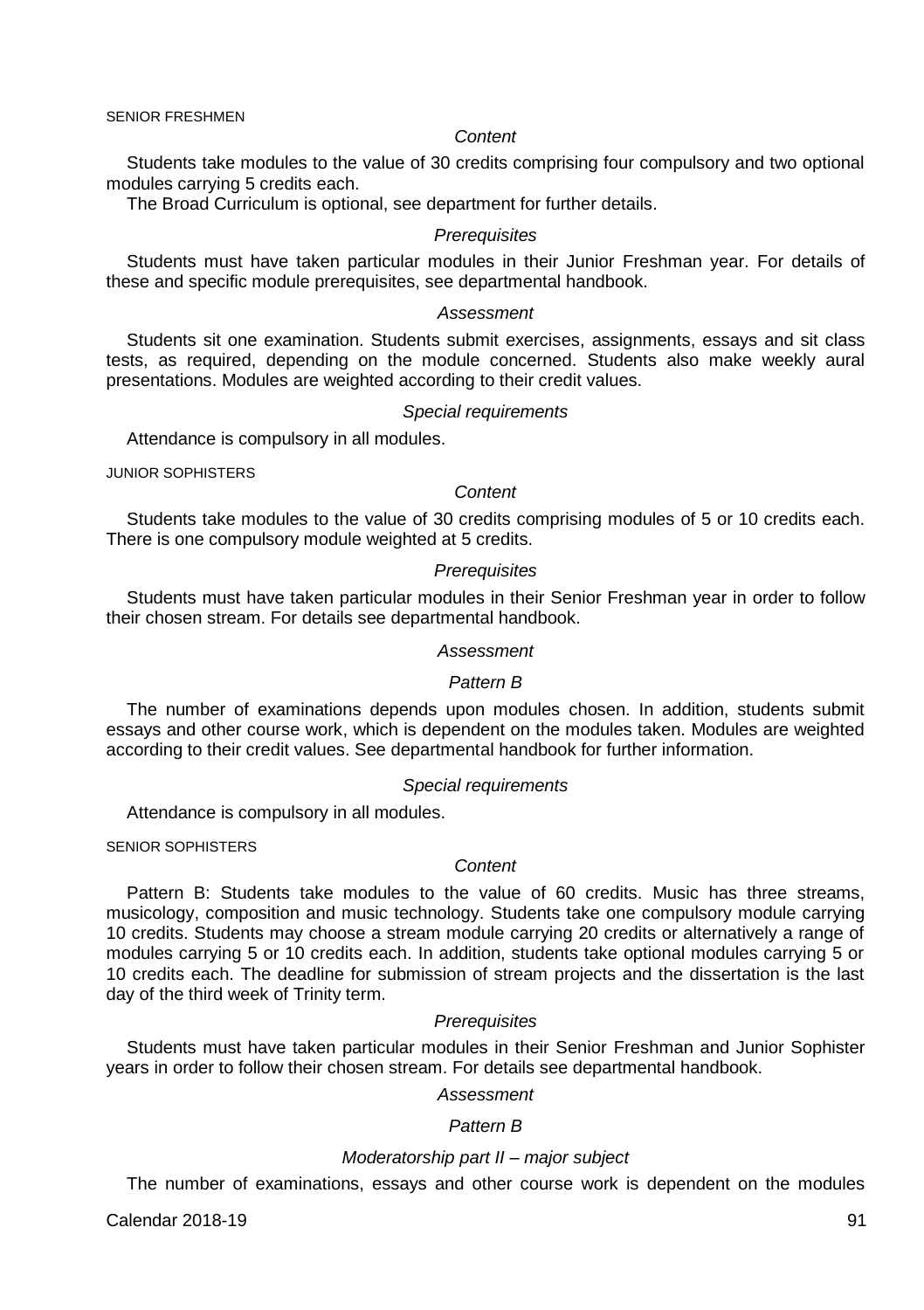SENIOR FRESHMEN

*Content*

Students take modules to the value of 30 credits comprising four compulsory and two optional modules carrying 5 credits each.

The Broad Curriculum is optional, see department for further details.

*Prerequisites*

Students must have taken particular modules in their Junior Freshman year. For details of these and specific module prerequisites, see departmental handbook.

*Assessment*

Students sit one examination. Students submit exercises, assignments, essays and sit class tests, as required, depending on the module concerned. Students also make weekly aural presentations. Modules are weighted according to their credit values.

*Special requirements*

Attendance is compulsory in all modules.

JUNIOR SOPHISTERS

*Content*

Students take modules to the value of 30 credits comprising modules of 5 or 10 credits each. There is one compulsory module weighted at 5 credits.

*Prerequisites*

Students must have taken particular modules in their Senior Freshman year in order to follow their chosen stream. For details see departmental handbook.

*Assessment*

*Pattern B*

The number of examinations depends upon modules chosen. In addition, students submit essays and other course work, which is dependent on the modules taken. Modules are weighted according to their credit values. See departmental handbook for further information.

*Special requirements*

Attendance is compulsory in all modules.

SENIOR SOPHISTERS

*Content*

Pattern B: Students take modules to the value of 60 credits. Music has three streams, musicology, composition and music technology. Students take one compulsory module carrying 10 credits. Students may choose a stream module carrying 20 credits or alternatively a range of modules carrying 5 or 10 credits each. In addition, students take optional modules carrying 5 or 10 credits each. The deadline for submission of stream projects and the dissertation is the last day of the third week of Trinity term.

*Prerequisites*

Students must have taken particular modules in their Senior Freshman and Junior Sophister years in order to follow their chosen stream. For details see departmental handbook.

*Assessment*

*Pattern B*

*Moderatorship part II – major subject*

The number of examinations, essays and other course work is dependent on the modules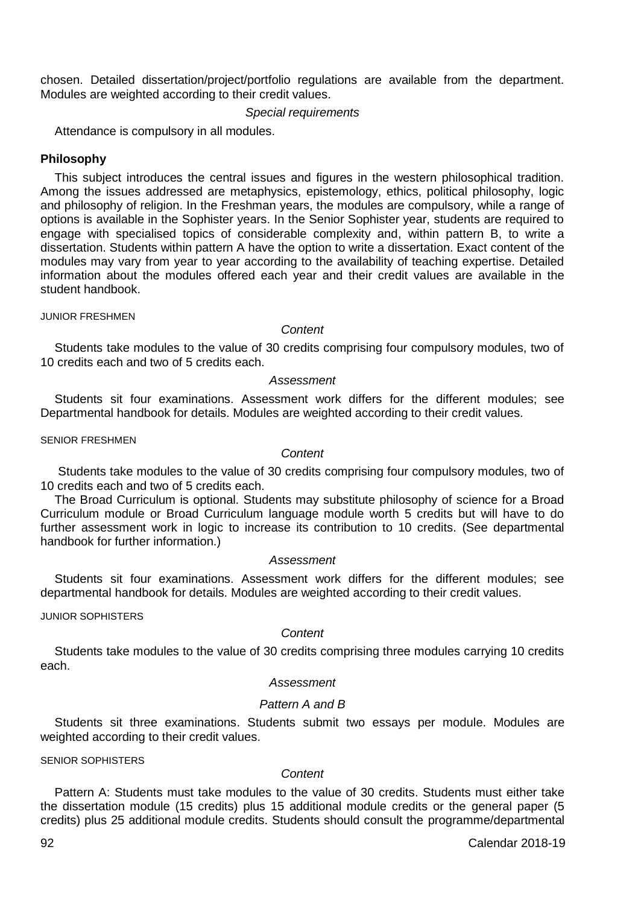chosen. Detailed dissertation/project/portfolio regulations are available from the department. Modules are weighted according to their credit values.

*Special requirements*

Attendance is compulsory in all modules.

### Philosophy

This subject introduces the central issues and figures in the western philosophical tradition. Among the issues addressed are metaphysics, epistemology, ethics, political philosophy, logic and philosophy of religion. In the Freshman years, the modules are compulsory, while a range of options is available in the Sophister years. In the Senior Sophister year, students are required to engage with specialised topics of considerable complexity and, within pattern B, to write a dissertation. Students within pattern A have the option to write a dissertation. Exact content of the modules may vary from year to year according to the availability of teaching expertise. Detailed information about the modules offered each year and their credit values are available in the student handbook.

#### JUNIOR FRESHMEN

*Content*

Students take modules to the value of 30 credits comprising four compulsory modules, two of 10 credits each and two of 5 credits each.

*Assessment*

Students sit four examinations. Assessment work differs for the different modules; see Departmental handbook for details. Modules are weighted according to their credit values.

#### SENIOR FRESHMEN

*Content*

Students take modules to the value of 30 credits comprising four compulsory modules, two of 10 credits each and two of 5 credits each.

The Broad Curriculum is optional. Students may substitute philosophy of science for a Broad Curriculum module or Broad Curriculum language module worth 5 credits but will have to do further assessment work in logic to increase its contribution to 10 credits. (See departmental handbook for further information.)

*Assessment*

Students sit four examinations. Assessment work differs for the different modules; see departmental handbook for details. Modules are weighted according to their credit values.

#### JUNIOR SOPHISTERS

*Content*

Students take modules to the value of 30 credits comprising three modules carrying 10 credits each.

*Assessment*

*Pattern A and B*

Students sit three examinations. Students submit two essays per module. Modules are weighted according to their credit values.

#### SENIOR SOPHISTERS

*Content*

Pattern A: Students must take modules to the value of 30 credits. Students must either take the dissertation module (15 credits) plus 15 additional module credits or the general paper (5 credits) plus 25 additional module credits. Students should consult the programme/departmental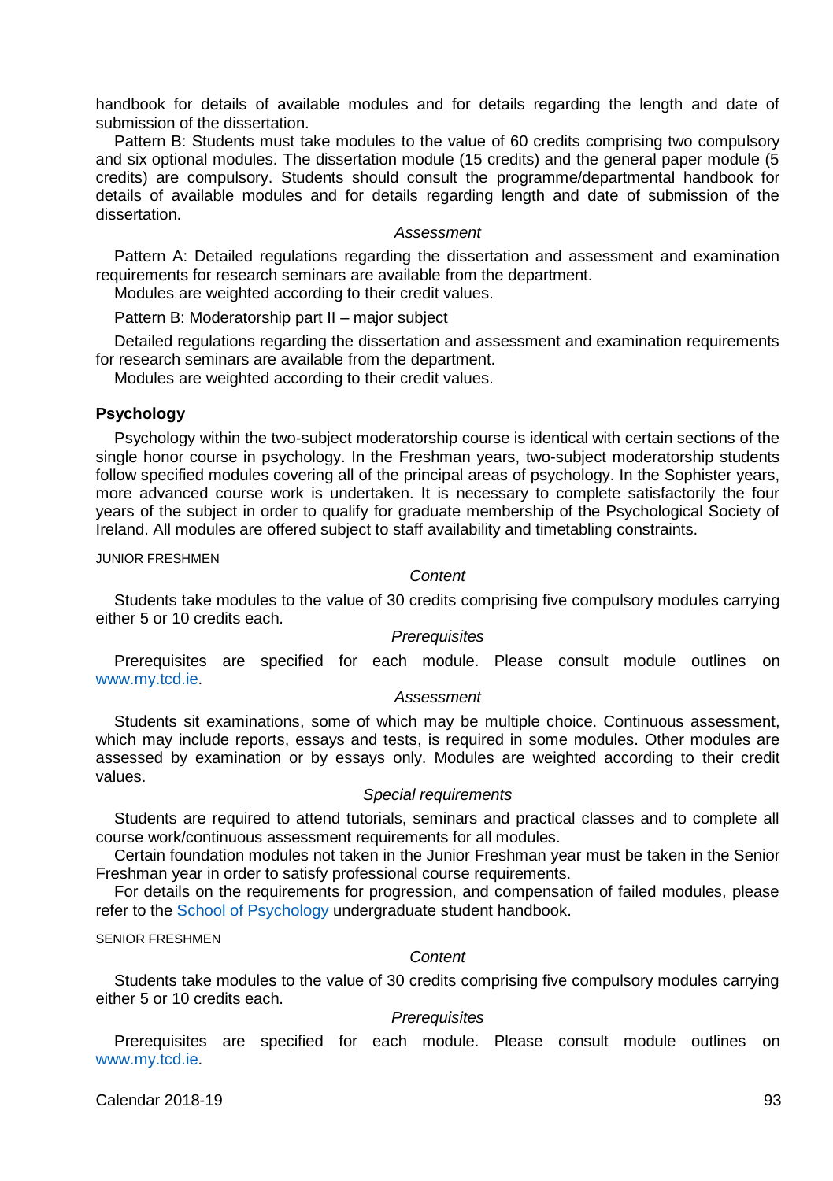handbook for details of available modules and for details regarding the length and date of submission of the dissertation.

Pattern B: Students must take modules to the value of 60 credits comprising two compulsory and six optional modules. The dissertation module (15 credits) and the general paper module (5 credits) are compulsory. Students should consult the programme/departmental handbook for details of available modules and for details regarding length and date of submission of the dissertation.

*Assessment*

Pattern A: Detailed regulations regarding the dissertation and assessment and examination requirements for research seminars are available from the department.

Modules are weighted according to their credit values.

Pattern B: Moderatorship part II – major subject

Detailed regulations regarding the dissertation and assessment and examination requirements for research seminars are available from the department.

Modules are weighted according to their credit values.

### Psychology

Psychology within the two-subject moderatorship course is identical with certain sections of the single honor course in psychology. In the Freshman years, two-subject moderatorship students follow specified modules covering all of the principal areas of psychology. In the Sophister years, more advanced course work is undertaken. It is necessary to complete satisfactorily the four years of the subject in order to qualify for graduate membership of the Psychological Society of Ireland. All modules are offered subject to staff availability and timetabling constraints.

JUNIOR FRESHMEN

*Content*

Students take modules to the value of 30 credits comprising five compulsory modules carrying either 5 or 10 credits each.

*Prerequisites*

Prerequisites are specified for each module. Please consult module outlines on www.my.tcd.ie.

*Assessment*

Students sit examinations, some of which may be multiple choice. Continuous assessment, which may include reports, essays and tests, is required in some modules. Other modules are assessed by examination or by essays only. Modules are weighted according to their credit values.

*Special requirements*

Students are required to attend tutorials, seminars and practical classes and to complete all course work/continuous assessment requirements for all modules.

Certain foundation modules not taken in the Junior Freshman year must be taken in the Senior Freshman year in order to satisfy professional course requirements.

For details on the requirements for progression, and compensation of failed modules, please refer to the School of Psychology undergraduate student handbook.

SENIOR FRESHMEN

*Content*

Students take modules to the value of 30 credits comprising five compulsory modules carrying either 5 or 10 credits each.

*Prerequisites*

Prerequisites are specified for each module. Please consult module outlines on www.my.tcd.ie.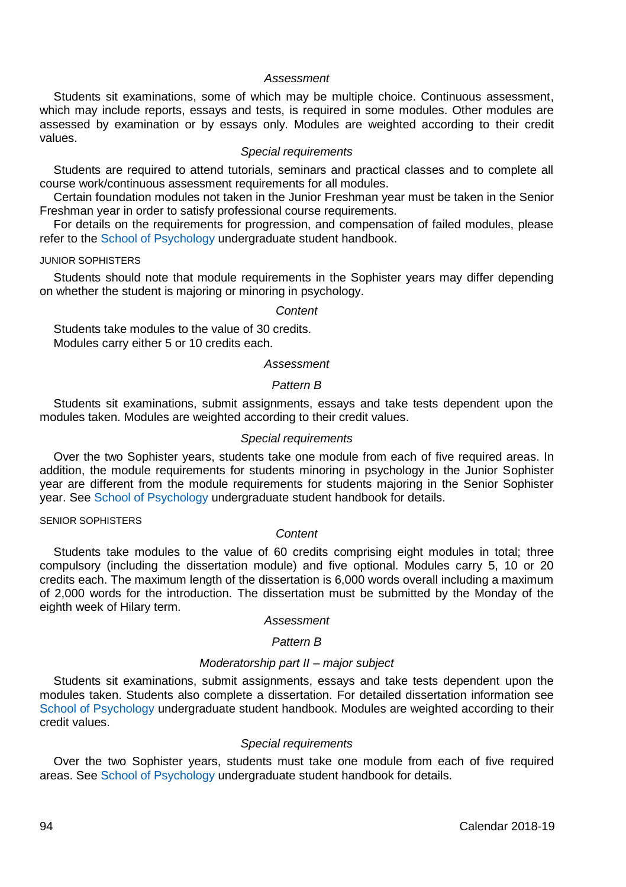*Assessment*

Students sit examinations, some of which may be multiple choice. Continuous assessment, which may include reports, essays and tests, is required in some modules. Other modules are assessed by examination or by essays only. Modules are weighted according to their credit values.

*Special requirements*

Students are required to attend tutorials, seminars and practical classes and to complete all course work/continuous assessment requirements for all modules.

Certain foundation modules not taken in the Junior Freshman year must be taken in the Senior Freshman year in order to satisfy professional course requirements.

For details on the requirements for progression, and compensation of failed modules, please refer to the School of Psychology undergraduate student handbook.

JUNIOR SOPHISTERS

Students should note that module requirements in the Sophister years may differ depending on whether the student is majoring or minoring in psychology.

*Content*

Students take modules to the value of 30 credits.
Modules carry either 5 or 10 credits each.

*Assessment*

*Pattern B*

Students sit examinations, submit assignments, essays and take tests dependent upon the modules taken. Modules are weighted according to their credit values.

*Special requirements*

Over the two Sophister years, students take one module from each of five required areas. In addition, the module requirements for students minoring in psychology in the Junior Sophister year are different from the module requirements for students majoring in the Senior Sophister year. See School of Psychology undergraduate student handbook for details.

SENIOR SOPHISTERS

*Content*

Students take modules to the value of 60 credits comprising eight modules in total; three compulsory (including the dissertation module) and five optional. Modules carry 5, 10 or 20 credits each. The maximum length of the dissertation is 6,000 words overall including a maximum of 2,000 words for the introduction. The dissertation must be submitted by the Monday of the eighth week of Hilary term.

*Assessment*

*Pattern B*

*Moderatorship part II – major subject*

Students sit examinations, submit assignments, essays and take tests dependent upon the modules taken. Students also complete a dissertation. For detailed dissertation information see School of Psychology undergraduate student handbook. Modules are weighted according to their credit values.

*Special requirements*

Over the two Sophister years, students must take one module from each of five required areas. See School of Psychology undergraduate student handbook for details.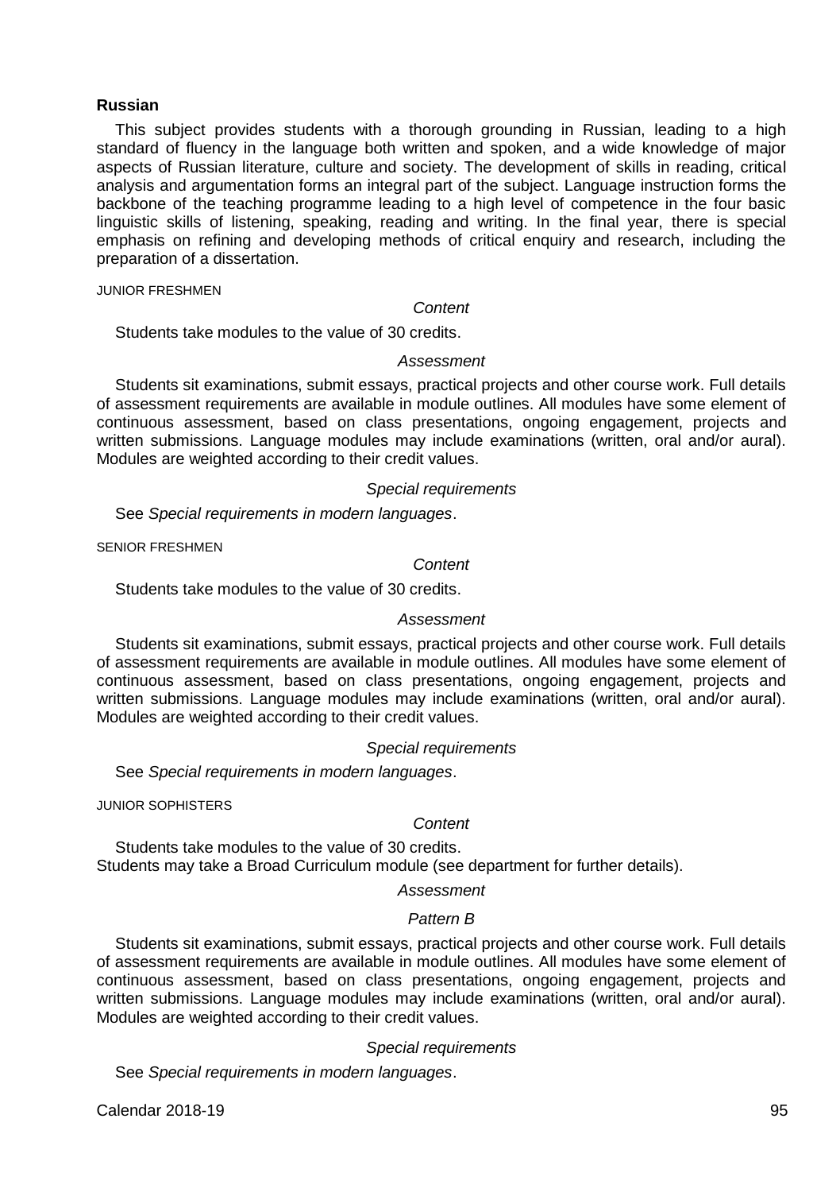## Russian

This subject provides students with a thorough grounding in Russian, leading to a high standard of fluency in the language both written and spoken, and a wide knowledge of major aspects of Russian literature, culture and society. The development of skills in reading, critical analysis and argumentation forms an integral part of the subject. Language instruction forms the backbone of the teaching programme leading to a high level of competence in the four basic linguistic skills of listening, speaking, reading and writing. In the final year, there is special emphasis on refining and developing methods of critical enquiry and research, including the preparation of a dissertation.

### JUNIOR FRESHMEN

*Content*

Students take modules to the value of 30 credits.

*Assessment*

Students sit examinations, submit essays, practical projects and other course work. Full details of assessment requirements are available in module outlines. All modules have some element of continuous assessment, based on class presentations, ongoing engagement, projects and written submissions. Language modules may include examinations (written, oral and/or aural). Modules are weighted according to their credit values.

*Special requirements*

See *Special requirements in modern languages*.

### SENIOR FRESHMEN

*Content*

Students take modules to the value of 30 credits.

*Assessment*

Students sit examinations, submit essays, practical projects and other course work. Full details of assessment requirements are available in module outlines. All modules have some element of continuous assessment, based on class presentations, ongoing engagement, projects and written submissions. Language modules may include examinations (written, oral and/or aural). Modules are weighted according to their credit values.

*Special requirements*

See *Special requirements in modern languages*.

### JUNIOR SOPHISTERS

*Content*

Students take modules to the value of 30 credits.
Students may take a Broad Curriculum module (see department for further details).

*Assessment*

*Pattern B*

Students sit examinations, submit essays, practical projects and other course work. Full details of assessment requirements are available in module outlines. All modules have some element of continuous assessment, based on class presentations, ongoing engagement, projects and written submissions. Language modules may include examinations (written, oral and/or aural). Modules are weighted according to their credit values.

*Special requirements*

See *Special requirements in modern languages*.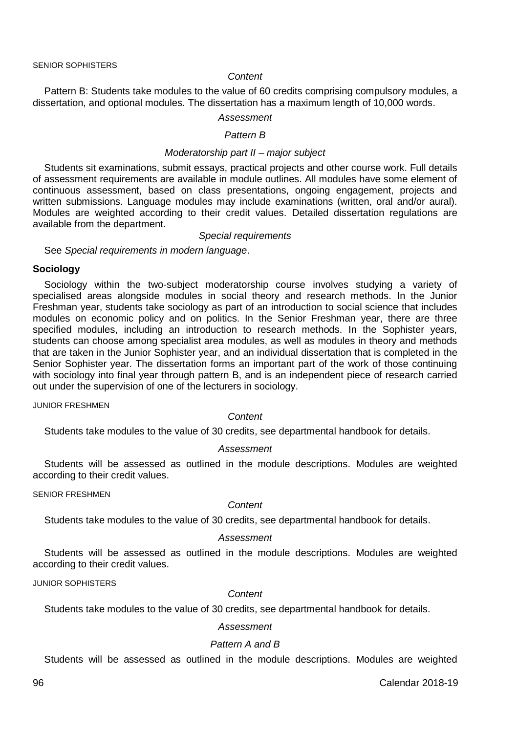SENIOR SOPHISTERS

*Content*

Pattern B: Students take modules to the value of 60 credits comprising compulsory modules, a dissertation, and optional modules. The dissertation has a maximum length of 10,000 words.

*Assessment*

*Pattern B*

*Moderatorship part II – major subject*

Students sit examinations, submit essays, practical projects and other course work. Full details of assessment requirements are available in module outlines. All modules have some element of continuous assessment, based on class presentations, ongoing engagement, projects and written submissions. Language modules may include examinations (written, oral and/or aural). Modules are weighted according to their credit values. Detailed dissertation regulations are available from the department.

*Special requirements*

See *Special requirements in modern language*.

**Sociology**

Sociology within the two-subject moderatorship course involves studying a variety of specialised areas alongside modules in social theory and research methods. In the Junior Freshman year, students take sociology as part of an introduction to social science that includes modules on economic policy and on politics. In the Senior Freshman year, there are three specified modules, including an introduction to research methods. In the Sophister years, students can choose among specialist area modules, as well as modules in theory and methods that are taken in the Junior Sophister year, and an individual dissertation that is completed in the Senior Sophister year. The dissertation forms an important part of the work of those continuing with sociology into final year through pattern B, and is an independent piece of research carried out under the supervision of one of the lecturers in sociology.

JUNIOR FRESHMEN

*Content*

Students take modules to the value of 30 credits, see departmental handbook for details.

*Assessment*

Students will be assessed as outlined in the module descriptions. Modules are weighted according to their credit values.

SENIOR FRESHMEN

*Content*

Students take modules to the value of 30 credits, see departmental handbook for details.

*Assessment*

Students will be assessed as outlined in the module descriptions. Modules are weighted according to their credit values.

JUNIOR SOPHISTERS

*Content*

Students take modules to the value of 30 credits, see departmental handbook for details.

*Assessment*

*Pattern A and B*

Students will be assessed as outlined in the module descriptions. Modules are weighted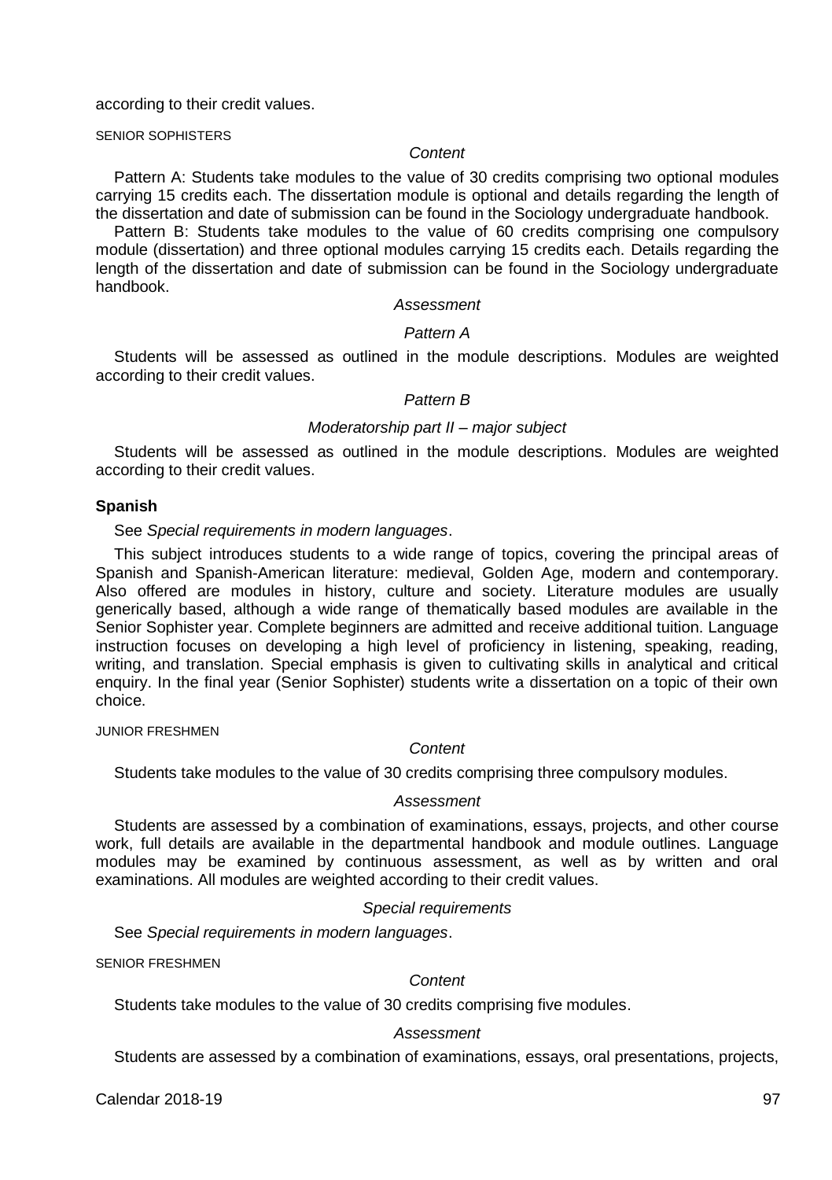according to their credit values.

SENIOR SOPHISTERS

*Content*

Pattern A: Students take modules to the value of 30 credits comprising two optional modules carrying 15 credits each. The dissertation module is optional and details regarding the length of the dissertation and date of submission can be found in the Sociology undergraduate handbook.

Pattern B: Students take modules to the value of 60 credits comprising one compulsory module (dissertation) and three optional modules carrying 15 credits each. Details regarding the length of the dissertation and date of submission can be found in the Sociology undergraduate handbook.

*Assessment*

*Pattern A*

Students will be assessed as outlined in the module descriptions. Modules are weighted according to their credit values.

*Pattern B*

*Moderatorship part II – major subject*

Students will be assessed as outlined in the module descriptions. Modules are weighted according to their credit values.

**Spanish**

See *Special requirements in modern languages*.

This subject introduces students to a wide range of topics, covering the principal areas of Spanish and Spanish-American literature: medieval, Golden Age, modern and contemporary. Also offered are modules in history, culture and society. Literature modules are usually generically based, although a wide range of thematically based modules are available in the Senior Sophister year. Complete beginners are admitted and receive additional tuition. Language instruction focuses on developing a high level of proficiency in listening, speaking, reading, writing, and translation. Special emphasis is given to cultivating skills in analytical and critical enquiry. In the final year (Senior Sophister) students write a dissertation on a topic of their own choice.

JUNIOR FRESHMEN

*Content*

Students take modules to the value of 30 credits comprising three compulsory modules.

*Assessment*

Students are assessed by a combination of examinations, essays, projects, and other course work, full details are available in the departmental handbook and module outlines. Language modules may be examined by continuous assessment, as well as by written and oral examinations. All modules are weighted according to their credit values.

*Special requirements*

See *Special requirements in modern languages*.

SENIOR FRESHMEN

*Content*

Students take modules to the value of 30 credits comprising five modules.

*Assessment*

Students are assessed by a combination of examinations, essays, oral presentations, projects,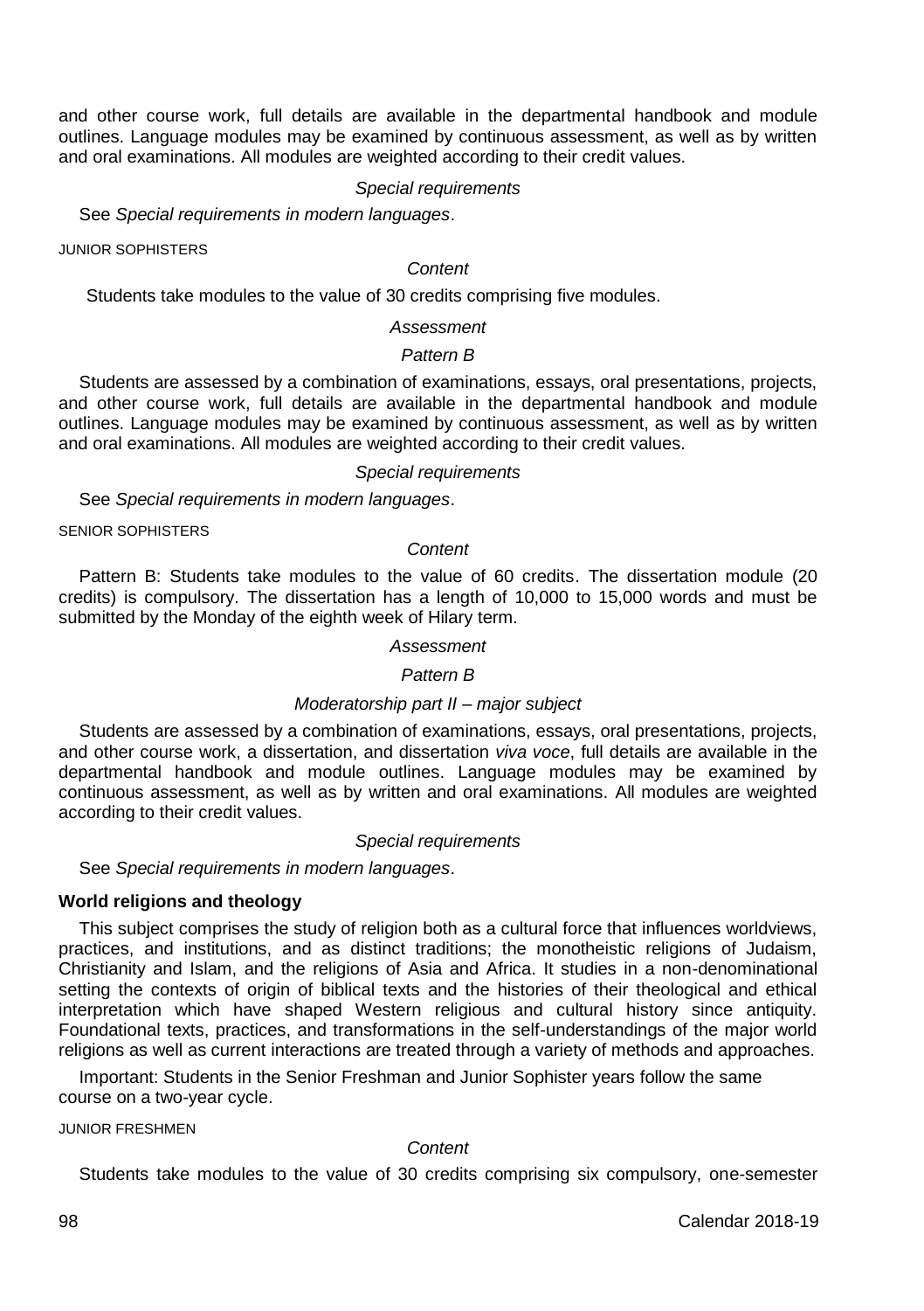and other course work, full details are available in the departmental handbook and module outlines. Language modules may be examined by continuous assessment, as well as by written and oral examinations. All modules are weighted according to their credit values.

*Special requirements*

See *Special requirements in modern languages*.

JUNIOR SOPHISTERS

*Content*

Students take modules to the value of 30 credits comprising five modules.

*Assessment*

*Pattern B*

Students are assessed by a combination of examinations, essays, oral presentations, projects, and other course work, full details are available in the departmental handbook and module outlines. Language modules may be examined by continuous assessment, as well as by written and oral examinations. All modules are weighted according to their credit values.

*Special requirements*

See *Special requirements in modern languages*.

SENIOR SOPHISTERS

*Content*

Pattern B: Students take modules to the value of 60 credits. The dissertation module (20 credits) is compulsory. The dissertation has a length of 10,000 to 15,000 words and must be submitted by the Monday of the eighth week of Hilary term.

*Assessment*

*Pattern B*

*Moderatorship part II – major subject*

Students are assessed by a combination of examinations, essays, oral presentations, projects, and other course work, a dissertation, and dissertation *viva voce*, full details are available in the departmental handbook and module outlines. Language modules may be examined by continuous assessment, as well as by written and oral examinations. All modules are weighted according to their credit values.

*Special requirements*

See *Special requirements in modern languages*.

**World religions and theology**

This subject comprises the study of religion both as a cultural force that influences worldviews, practices, and institutions, and as distinct traditions; the monotheistic religions of Judaism, Christianity and Islam, and the religions of Asia and Africa. It studies in a non-denominational setting the contexts of origin of biblical texts and the histories of their theological and ethical interpretation which have shaped Western religious and cultural history since antiquity. Foundational texts, practices, and transformations in the self-understandings of the major world religions as well as current interactions are treated through a variety of methods and approaches.

Important: Students in the Senior Freshman and Junior Sophister years follow the same course on a two-year cycle.

JUNIOR FRESHMEN

*Content*

Students take modules to the value of 30 credits comprising six compulsory, one-semester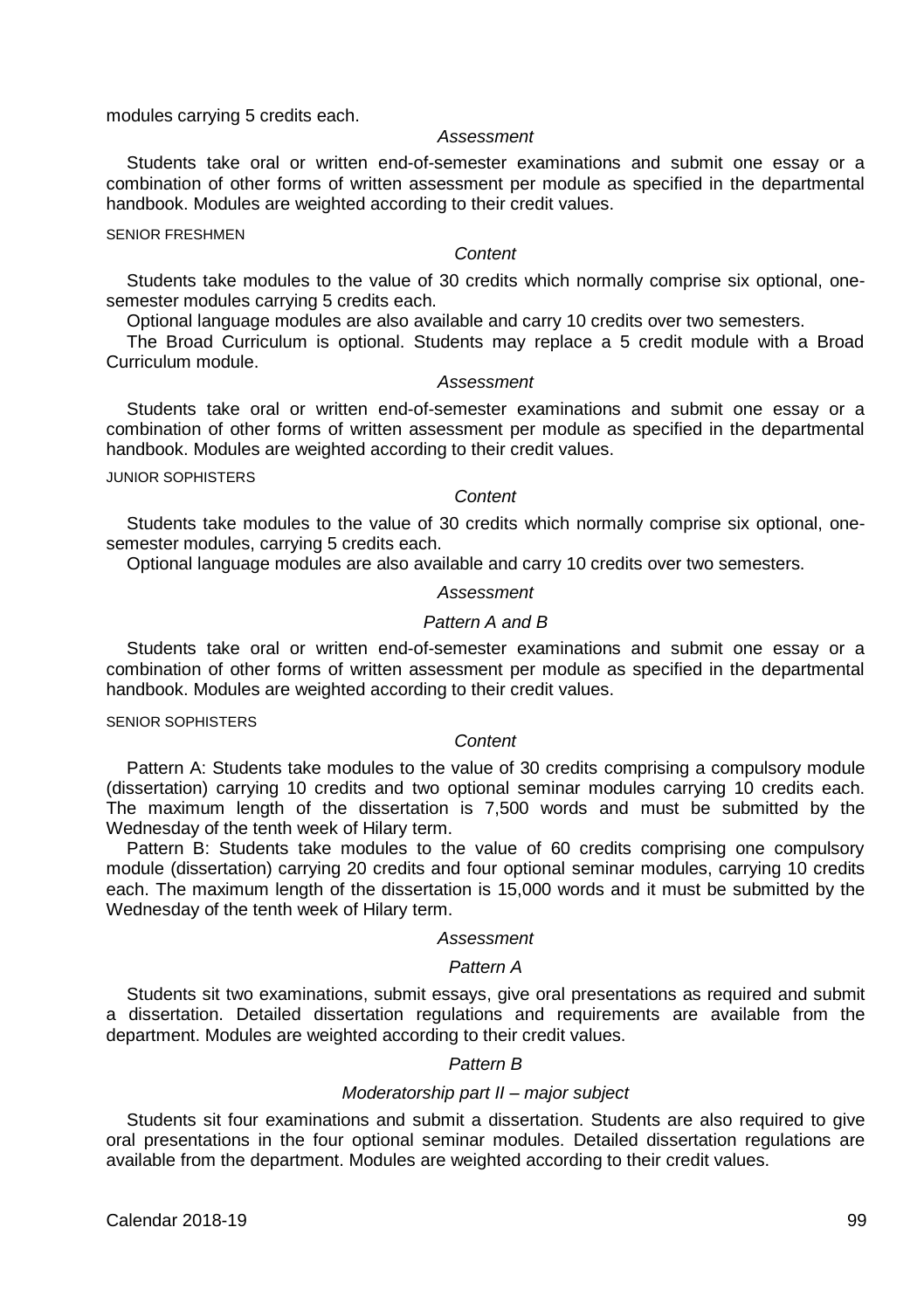modules carrying 5 credits each.

*Assessment*

Students take oral or written end-of-semester examinations and submit one essay or a combination of other forms of written assessment per module as specified in the departmental handbook. Modules are weighted according to their credit values.

SENIOR FRESHMEN

*Content*

Students take modules to the value of 30 credits which normally comprise six optional, one-semester modules carrying 5 credits each.

Optional language modules are also available and carry 10 credits over two semesters.

The Broad Curriculum is optional. Students may replace a 5 credit module with a Broad Curriculum module.

*Assessment*

Students take oral or written end-of-semester examinations and submit one essay or a combination of other forms of written assessment per module as specified in the departmental handbook. Modules are weighted according to their credit values.

JUNIOR SOPHISTERS

*Content*

Students take modules to the value of 30 credits which normally comprise six optional, one-semester modules, carrying 5 credits each.

Optional language modules are also available and carry 10 credits over two semesters.

*Assessment*

*Pattern A and B*

Students take oral or written end-of-semester examinations and submit one essay or a combination of other forms of written assessment per module as specified in the departmental handbook. Modules are weighted according to their credit values.

SENIOR SOPHISTERS

*Content*

Pattern A: Students take modules to the value of 30 credits comprising a compulsory module (dissertation) carrying 10 credits and two optional seminar modules carrying 10 credits each. The maximum length of the dissertation is 7,500 words and must be submitted by the Wednesday of the tenth week of Hilary term.

Pattern B: Students take modules to the value of 60 credits comprising one compulsory module (dissertation) carrying 20 credits and four optional seminar modules, carrying 10 credits each. The maximum length of the dissertation is 15,000 words and it must be submitted by the Wednesday of the tenth week of Hilary term.

*Assessment*

*Pattern A*

Students sit two examinations, submit essays, give oral presentations as required and submit a dissertation. Detailed dissertation regulations and requirements are available from the department. Modules are weighted according to their credit values.

*Pattern B*

*Moderatorship part II – major subject*

Students sit four examinations and submit a dissertation. Students are also required to give oral presentations in the four optional seminar modules. Detailed dissertation regulations are available from the department. Modules are weighted according to their credit values.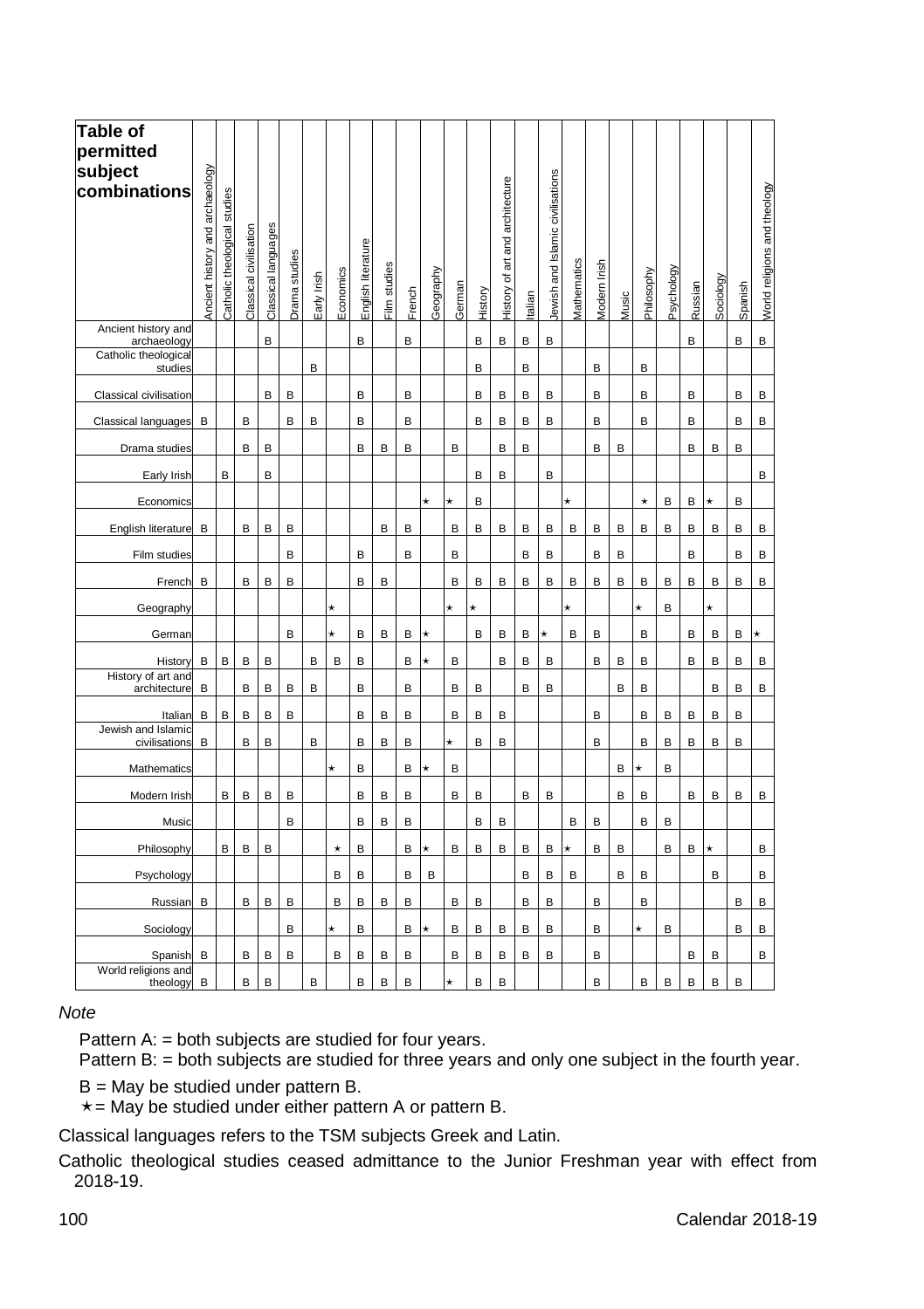| Table of permitted subject combinations | Ancient history and archaeology | Catholic theological studies | Classical civilisation | Classical languages | Drama studies | Early Irish | Economics | English literature | Film studies | French | Geography | German | History | History of art and architecture | Italian | Jewish and Islamic civilisations | Mathematics | Modern Irish | Music | Philosophy | Psychology | Russian | Sociology | Spanish | World religions and theology |
|---|---|---|---|---|---|---|---|---|---|---|---|---|---|---|---|---|---|---|---|---|---|---|---|---|---|
| Ancient history and archaeology | | | | B | | | | B | | B | | | B | B | B | B | | | | | | B | | B | B |
| Catholic theological studies | | | | | | B | | | | | | | B | | B | | | B | | B | | | | | |
| Classical civilisation | | | | B | B | | | B | | B | | | B | B | B | B | | B | | B | | B | | B | B |
| Classical languages | B | | B | | B | B | | B | | B | | | B | B | B | B | | B | | B | | B | | B | B |
| Drama studies | | | B | B | | | | B | B | B | | B | | B | B | | | B | B | | | B | B | B | |
| Early Irish | | B | | B | | | | | | | | | B | B | | B | | | | | | | | | B |
| Economics | | | | | | | | | | | ★ | ★ | B | | | | ★ | | | ★ | B | B | ★ | B | |
| English literature | B | | B | B | B | | | | B | B | | B | B | B | B | B | B | B | B | B | B | B | B | B | B |
| Film studies | | | | | B | | | B | | B | | B | | | B | B | | B | B | | | B | | B | B |
| French | B | | B | B | B | | | B | B | | | B | B | B | B | B | B | B | B | B | B | B | B | B | B |
| Geography | | | | | | | ★ | | | | | ★ | ★ | | | | ★ | | | ★ | B | | ★ | | |
| German | | | | | B | | ★ | B | B | B | ★ | | B | B | B | ★ | B | B | | B | | B | B | B | ★ |
| History | B | B | B | B | | B | B | B | | B | ★ | B | | B | B | B | | B | B | B | | B | B | B | B |
| History of art and architecture | B | | B | B | B | B | | B | | B | | B | B | | B | B | | | B | B | | | B | B | B |
| Italian | B | B | B | B | B | | | B | B | B | | B | B | B | | | | B | | B | B | B | B | B | |
| Jewish and Islamic civilisations | B | | B | B | | B | | B | B | B | | ★ | B | B | | | | B | | B | B | B | B | B | |
| Mathematics | | | | | | | ★ | B | | B | ★ | B | | | | | | | B | ★ | B | | | | |
| Modern Irish | | B | B | B | B | | | B | B | B | | B | B | | B | B | | | B | B | | B | B | B | B |
| Music | | | | | B | | | B | B | B | | | B | B | | | B | B | | B | B | | | | |
| Philosophy | | B | B | B | | | ★ | B | | B | ★ | B | B | B | B | B | ★ | B | B | | B | B | ★ | | B |
| Psychology | | | | | | | B | B | | B | B | | | | B | B | B | | B | B | | | B | | B |
| Russian | B | | B | B | B | | B | B | B | B | | B | B | | B | B | | B | | B | | | | B | B |
| Sociology | | | | | B | | ★ | B | | B | ★ | B | B | B | B | B | | B | | ★ | B | | | B | B |
| Spanish | B | | B | B | B | | B | B | B | B | | B | B | B | B | B | | B | | | | B | B | | B |
| World religions and theology | B | | B | B | | B | | B | B | B | | ★ | B | B | | | | B | | B | B | B | B | B | |

*Note*

Pattern A: = both subjects are studied for four years.
Pattern B: = both subjects are studied for three years and only one subject in the fourth year.

B = May be studied under pattern B.
★ = May be studied under either pattern A or pattern B.

Classical languages refers to the TSM subjects Greek and Latin.

Catholic theological studies ceased admittance to the Junior Freshman year with effect from 2018-19.